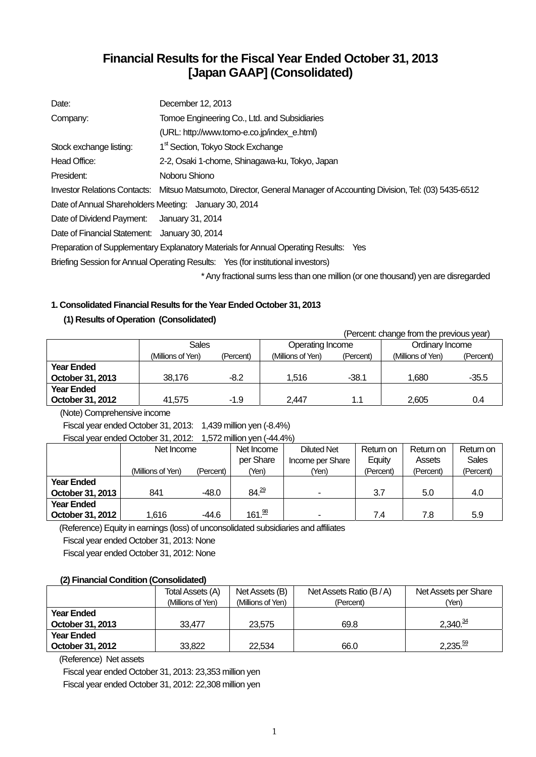# Financial Results for the Fiscal Year Ended October 31, 2013 [Japan GAAP] (Consolidated)

| | |
|---|---|
| Date: | December 12, 2013 |
| Company: | Tomoe Engineering Co., Ltd. and Subsidiaries |
| | (URL: http://www.tomo-e.co.jp/index_e.html) |
| Stock exchange listing: | 1st Section, Tokyo Stock Exchange |
| Head Office: | 2-2, Osaki 1-chome, Shinagawa-ku, Tokyo, Japan |
| President: | Noboru Shiono |
| Investor Relations Contacts: | Mitsuo Matsumoto, Director, General Manager of Accounting Division, Tel: (03) 5435-6512 |

Date of Annual Shareholders Meeting: January 30, 2014

Date of Dividend Payment: January 31, 2014

Date of Financial Statement: January 30, 2014

Preparation of Supplementary Explanatory Materials for Annual Operating Results: Yes

Briefing Session for Annual Operating Results: Yes (for institutional investors)

\* Any fractional sums less than one million (or one thousand) yen are disregarded

### 1. Consolidated Financial Results for the Year Ended October 31, 2013

#### (1) Results of Operation (Consolidated)

(Percent: change from the previous year)

| | Sales | | Operating Income | | Ordinary Income | |
|---|---|---|---|---|---|---|
| | (Millions of Yen) | (Percent) | (Millions of Yen) | (Percent) | (Millions of Yen) | (Percent) |
| **Year Ended October 31, 2013** | 38,176 | -8.2 | 1,516 | -38.1 | 1,680 | -35.5 |
| **Year Ended October 31, 2012** | 41,575 | -1.9 | 2,447 | 1.1 | 2,605 | 0.4 |

(Note) Comprehensive income

Fiscal year ended October 31, 2013: 1,439 million yen (-8.4%)

Fiscal year ended October 31, 2012: 1,572 million yen (-44.4%)

| | Net Income | | Net Income per Share | Diluted Net Income per Share | Return on Equity | Return on Assets | Return on Sales |
|---|---|---|---|---|---|---|---|
| | (Millions of Yen) | (Percent) | (Yen) | (Yen) | (Percent) | (Percent) | (Percent) |
| **Year Ended October 31, 2013** | 841 | -48.0 | 84.29 | - | 3.7 | 5.0 | 4.0 |
| **Year Ended October 31, 2012** | 1,616 | -44.6 | 161.98 | - | 7.4 | 7.8 | 5.9 |

(Reference) Equity in earnings (loss) of unconsolidated subsidiaries and affiliates

Fiscal year ended October 31, 2013: None

Fiscal year ended October 31, 2012: None

#### (2) Financial Condition (Consolidated)

| | Total Assets (A) | Net Assets (B) | Net Assets Ratio (B / A) | Net Assets per Share |
|---|---|---|---|---|
| | (Millions of Yen) | (Millions of Yen) | (Percent) | (Yen) |
| **Year Ended October 31, 2013** | 33,477 | 23,575 | 69.8 | 2,340.34 |
| **Year Ended October 31, 2012** | 33,822 | 22,534 | 66.0 | 2,235.59 |

(Reference) Net assets

Fiscal year ended October 31, 2013: 23,353 million yen

Fiscal year ended October 31, 2012: 22,308 million yen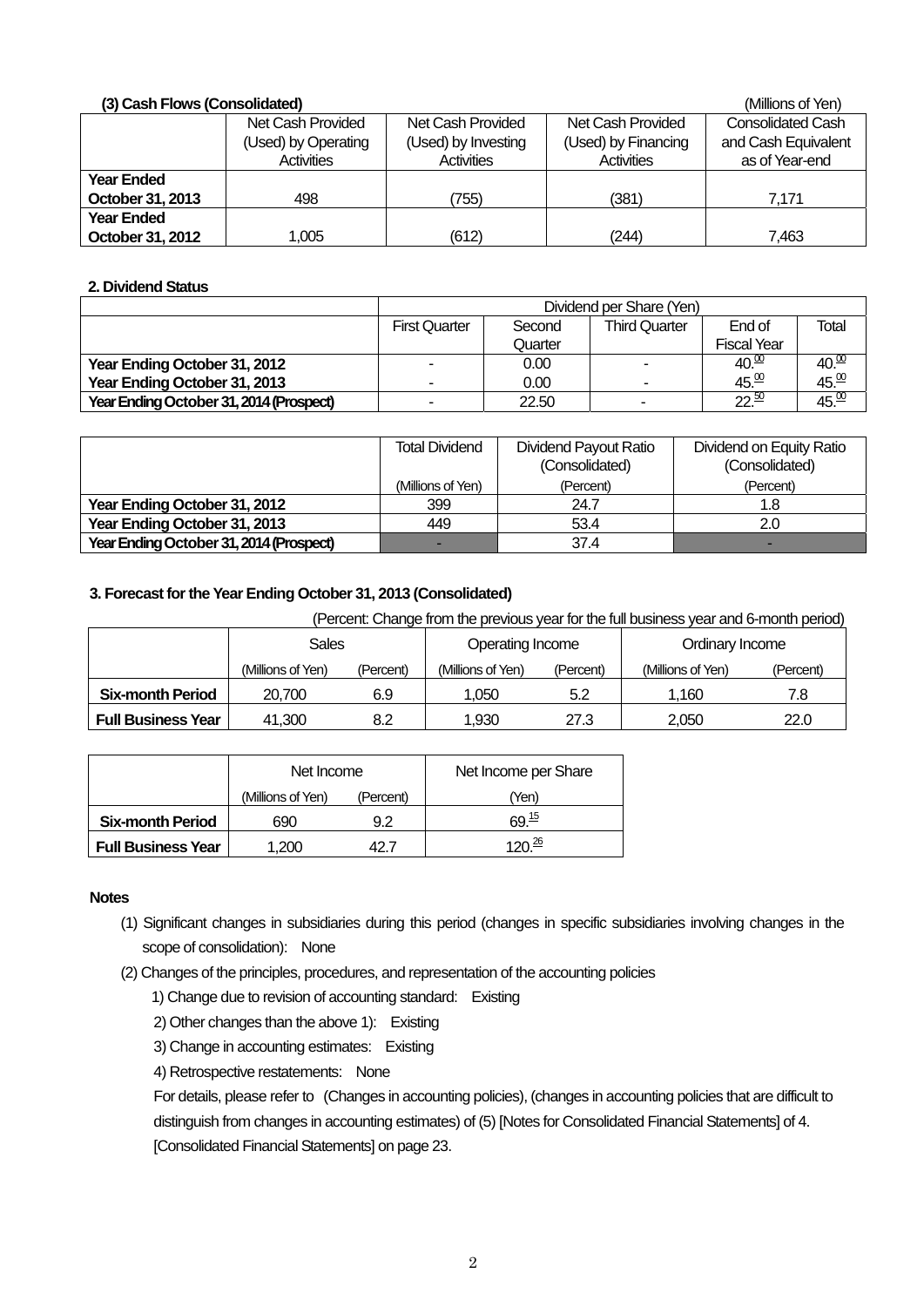**(3) Cash Flows (Consolidated)** (Millions of Yen)

| | Net Cash Provided (Used) by Operating Activities | Net Cash Provided (Used) by Investing Activities | Net Cash Provided (Used) by Financing Activities | Consolidated Cash and Cash Equivalent as of Year-end |
|---|---|---|---|---|
| **Year Ended October 31, 2013** | 498 | (755) | (381) | 7,171 |
| **Year Ended October 31, 2012** | 1,005 | (612) | (244) | 7,463 |

**2. Dividend Status**

| | Dividend per Share (Yen) | | | | |
|---|---|---|---|---|---|
| | First Quarter | Second Quarter | Third Quarter | End of Fiscal Year | Total |
| **Year Ending October 31, 2012** | - | 0.00 | - | 40.00 | 40.00 |
| **Year Ending October 31, 2013** | - | 0.00 | - | 45.00 | 45.00 |
| **Year Ending October 31, 2014 (Prospect)** | - | 22.50 | - | 22.50 | 45.00 |

| | Total Dividend | Dividend Payout Ratio (Consolidated) | Dividend on Equity Ratio (Consolidated) |
|---|---|---|---|
| | (Millions of Yen) | (Percent) | (Percent) |
| **Year Ending October 31, 2012** | 399 | 24.7 | 1.8 |
| **Year Ending October 31, 2013** | 449 | 53.4 | 2.0 |
| **Year Ending October 31, 2014 (Prospect)** | - | 37.4 | - |

**3. Forecast for the Year Ending October 31, 2013 (Consolidated)**

(Percent: Change from the previous year for the full business year and 6-month period)

| | Sales | | Operating Income | | Ordinary Income | |
|---|---|---|---|---|---|---|
| | (Millions of Yen) | (Percent) | (Millions of Yen) | (Percent) | (Millions of Yen) | (Percent) |
| **Six-month Period** | 20,700 | 6.9 | 1,050 | 5.2 | 1,160 | 7.8 |
| **Full Business Year** | 41,300 | 8.2 | 1,930 | 27.3 | 2,050 | 22.0 |

| | Net Income | | Net Income per Share |
|---|---|---|---|
| | (Millions of Yen) | (Percent) | (Yen) |
| **Six-month Period** | 690 | 9.2 | 69.15 |
| **Full Business Year** | 1,200 | 42.7 | 120.26 |

**Notes**

(1) Significant changes in subsidiaries during this period (changes in specific subsidiaries involving changes in the scope of consolidation): None

(2) Changes of the principles, procedures, and representation of the accounting policies

1) Change due to revision of accounting standard: Existing

2) Other changes than the above 1): Existing

3) Change in accounting estimates: Existing

4) Retrospective restatements: None

For details, please refer to (Changes in accounting policies), (changes in accounting policies that are difficult to distinguish from changes in accounting estimates) of (5) [Notes for Consolidated Financial Statements] of 4. [Consolidated Financial Statements] on page 23.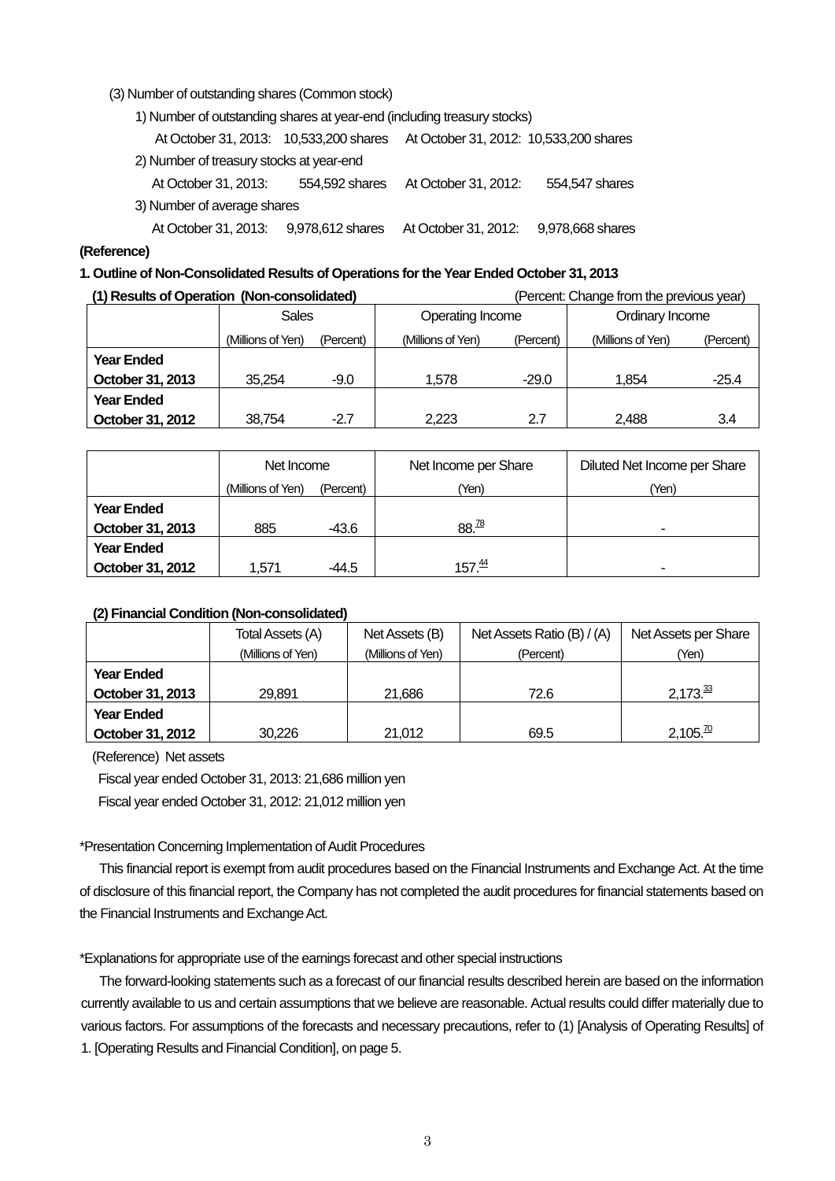(3) Number of outstanding shares (Common stock)

1) Number of outstanding shares at year-end (including treasury stocks)

At October 31, 2013: 10,533,200 shares At October 31, 2012: 10,533,200 shares

2) Number of treasury stocks at year-end

At October 31, 2013: 554,592 shares At October 31, 2012: 554,547 shares

3) Number of average shares

At October 31, 2013: 9,978,612 shares At October 31, 2012: 9,978,668 shares

**(Reference)**

**1. Outline of Non-Consolidated Results of Operations for the Year Ended October 31, 2013**

**(1) Results of Operation (Non-consolidated)** (Percent: Change from the previous year)

| | Sales | | Operating Income | | Ordinary Income | |
|---|---|---|---|---|---|---|
| | (Millions of Yen) | (Percent) | (Millions of Yen) | (Percent) | (Millions of Yen) | (Percent) |
| **Year Ended October 31, 2013** | 35,254 | -9.0 | 1,578 | -29.0 | 1,854 | -25.4 |
| **Year Ended October 31, 2012** | 38,754 | -2.7 | 2,223 | 2.7 | 2,488 | 3.4 |

| | Net Income | | Net Income per Share | Diluted Net Income per Share |
|---|---|---|---|---|
| | (Millions of Yen) | (Percent) | (Yen) | (Yen) |
| **Year Ended October 31, 2013** | 885 | -43.6 | 88.78 | - |
| **Year Ended October 31, 2012** | 1,571 | -44.5 | 157.44 | - |

**(2) Financial Condition (Non-consolidated)**

| | Total Assets (A) | Net Assets (B) | Net Assets Ratio (B) / (A) | Net Assets per Share |
|---|---|---|---|---|
| | (Millions of Yen) | (Millions of Yen) | (Percent) | (Yen) |
| **Year Ended October 31, 2013** | 29,891 | 21,686 | 72.6 | 2,173.33 |
| **Year Ended October 31, 2012** | 30,226 | 21,012 | 69.5 | 2,105.70 |

(Reference) Net assets

Fiscal year ended October 31, 2013: 21,686 million yen

Fiscal year ended October 31, 2012: 21,012 million yen

*Presentation Concerning Implementation of Audit Procedures

This financial report is exempt from audit procedures based on the Financial Instruments and Exchange Act. At the time of disclosure of this financial report, the Company has not completed the audit procedures for financial statements based on the Financial Instruments and Exchange Act.

*Explanations for appropriate use of the earnings forecast and other special instructions

The forward-looking statements such as a forecast of our financial results described herein are based on the information currently available to us and certain assumptions that we believe are reasonable. Actual results could differ materially due to various factors. For assumptions of the forecasts and necessary precautions, refer to (1) [Analysis of Operating Results] of 1. [Operating Results and Financial Condition], on page 5.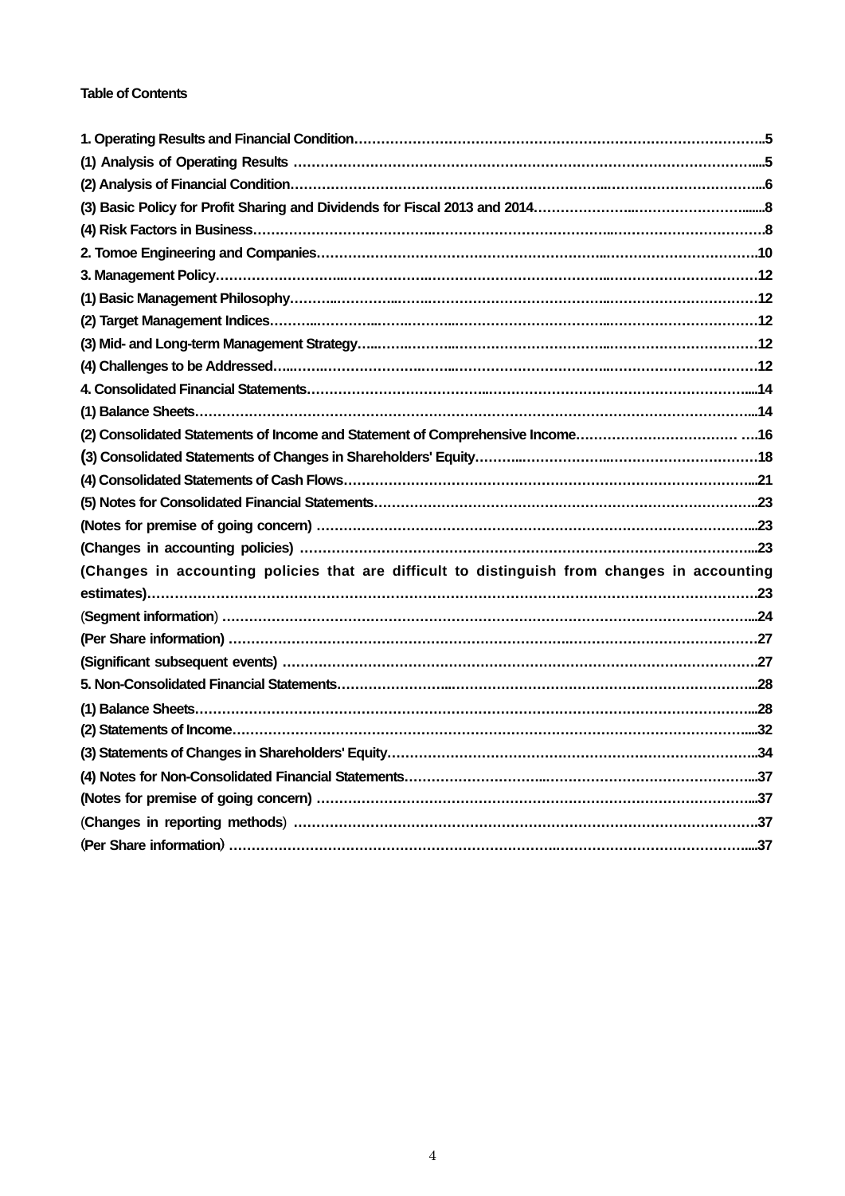**Table of Contents**

| | |
|---|---|
| **1. Operating Results and Financial Condition** | **5** |
| **(1) Analysis of Operating Results** | **5** |
| **(2) Analysis of Financial Condition** | **6** |
| **(3) Basic Policy for Profit Sharing and Dividends for Fiscal 2013 and 2014** | **8** |
| **(4) Risk Factors in Business** | **8** |
| **2. Tomoe Engineering and Companies** | **10** |
| **3. Management Policy** | **12** |
| **(1) Basic Management Philosophy** | **12** |
| **(2) Target Management Indices** | **12** |
| **(3) Mid- and Long-term Management Strategy** | **12** |
| **(4) Challenges to be Addressed** | **12** |
| **4. Consolidated Financial Statements** | **14** |
| **(1) Balance Sheets** | **14** |
| **(2) Consolidated Statements of Income and Statement of Comprehensive Income** | **16** |
| **(3) Consolidated Statements of Changes in Shareholders' Equity** | **18** |
| **(4) Consolidated Statements of Cash Flows** | **21** |
| **(5) Notes for Consolidated Financial Statements** | **23** |
| **(Notes for premise of going concern)** | **23** |
| **(Changes in accounting policies)** | **23** |
| **(Changes in accounting policies that are difficult to distinguish from changes in accounting estimates)** | **23** |
| **(Segment information)** | **24** |
| **(Per Share information)** | **27** |
| **(Significant subsequent events)** | **27** |
| **5. Non-Consolidated Financial Statements** | **28** |
| **(1) Balance Sheets** | **28** |
| **(2) Statements of Income** | **32** |
| **(3) Statements of Changes in Shareholders' Equity** | **34** |
| **(4) Notes for Non-Consolidated Financial Statements** | **37** |
| **(Notes for premise of going concern)** | **37** |
| **(Changes in reporting methods)** | **37** |
| **(Per Share information)** | **37** |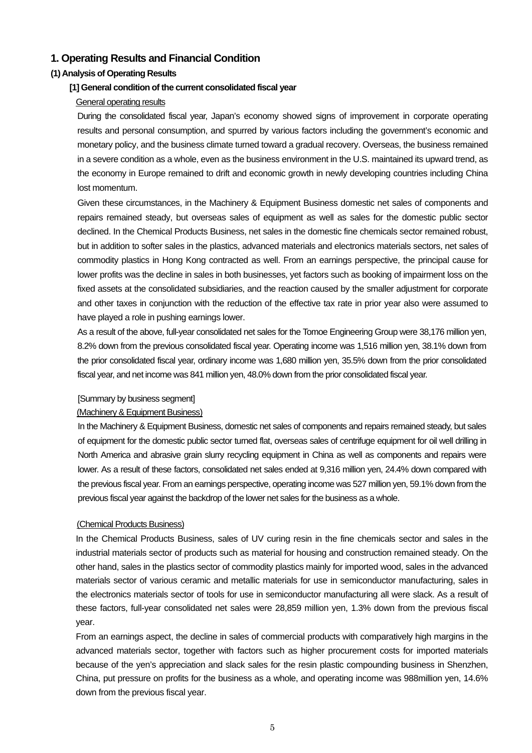## 1. Operating Results and Financial Condition

### (1) Analysis of Operating Results

#### [1] General condition of the current consolidated fiscal year

General operating results

During the consolidated fiscal year, Japan's economy showed signs of improvement in corporate operating results and personal consumption, and spurred by various factors including the government's economic and monetary policy, and the business climate turned toward a gradual recovery. Overseas, the business remained in a severe condition as a whole, even as the business environment in the U.S. maintained its upward trend, as the economy in Europe remained to drift and economic growth in newly developing countries including China lost momentum.

Given these circumstances, in the Machinery & Equipment Business domestic net sales of components and repairs remained steady, but overseas sales of equipment as well as sales for the domestic public sector declined. In the Chemical Products Business, net sales in the domestic fine chemicals sector remained robust, but in addition to softer sales in the plastics, advanced materials and electronics materials sectors, net sales of commodity plastics in Hong Kong contracted as well. From an earnings perspective, the principal cause for lower profits was the decline in sales in both businesses, yet factors such as booking of impairment loss on the fixed assets at the consolidated subsidiaries, and the reaction caused by the smaller adjustment for corporate and other taxes in conjunction with the reduction of the effective tax rate in prior year also were assumed to have played a role in pushing earnings lower.

As a result of the above, full-year consolidated net sales for the Tomoe Engineering Group were 38,176 million yen, 8.2% down from the previous consolidated fiscal year. Operating income was 1,516 million yen, 38.1% down from the prior consolidated fiscal year, ordinary income was 1,680 million yen, 35.5% down from the prior consolidated fiscal year, and net income was 841 million yen, 48.0% down from the prior consolidated fiscal year.

[Summary by business segment]

(Machinery & Equipment Business)

In the Machinery & Equipment Business, domestic net sales of components and repairs remained steady, but sales of equipment for the domestic public sector turned flat, overseas sales of centrifuge equipment for oil well drilling in North America and abrasive grain slurry recycling equipment in China as well as components and repairs were lower. As a result of these factors, consolidated net sales ended at 9,316 million yen, 24.4% down compared with the previous fiscal year. From an earnings perspective, operating income was 527 million yen, 59.1% down from the previous fiscal year against the backdrop of the lower net sales for the business as a whole.

(Chemical Products Business)

In the Chemical Products Business, sales of UV curing resin in the fine chemicals sector and sales in the industrial materials sector of products such as material for housing and construction remained steady. On the other hand, sales in the plastics sector of commodity plastics mainly for imported wood, sales in the advanced materials sector of various ceramic and metallic materials for use in semiconductor manufacturing, sales in the electronics materials sector of tools for use in semiconductor manufacturing all were slack. As a result of these factors, full-year consolidated net sales were 28,859 million yen, 1.3% down from the previous fiscal year.

From an earnings aspect, the decline in sales of commercial products with comparatively high margins in the advanced materials sector, together with factors such as higher procurement costs for imported materials because of the yen's appreciation and slack sales for the resin plastic compounding business in Shenzhen, China, put pressure on profits for the business as a whole, and operating income was 988million yen, 14.6% down from the previous fiscal year.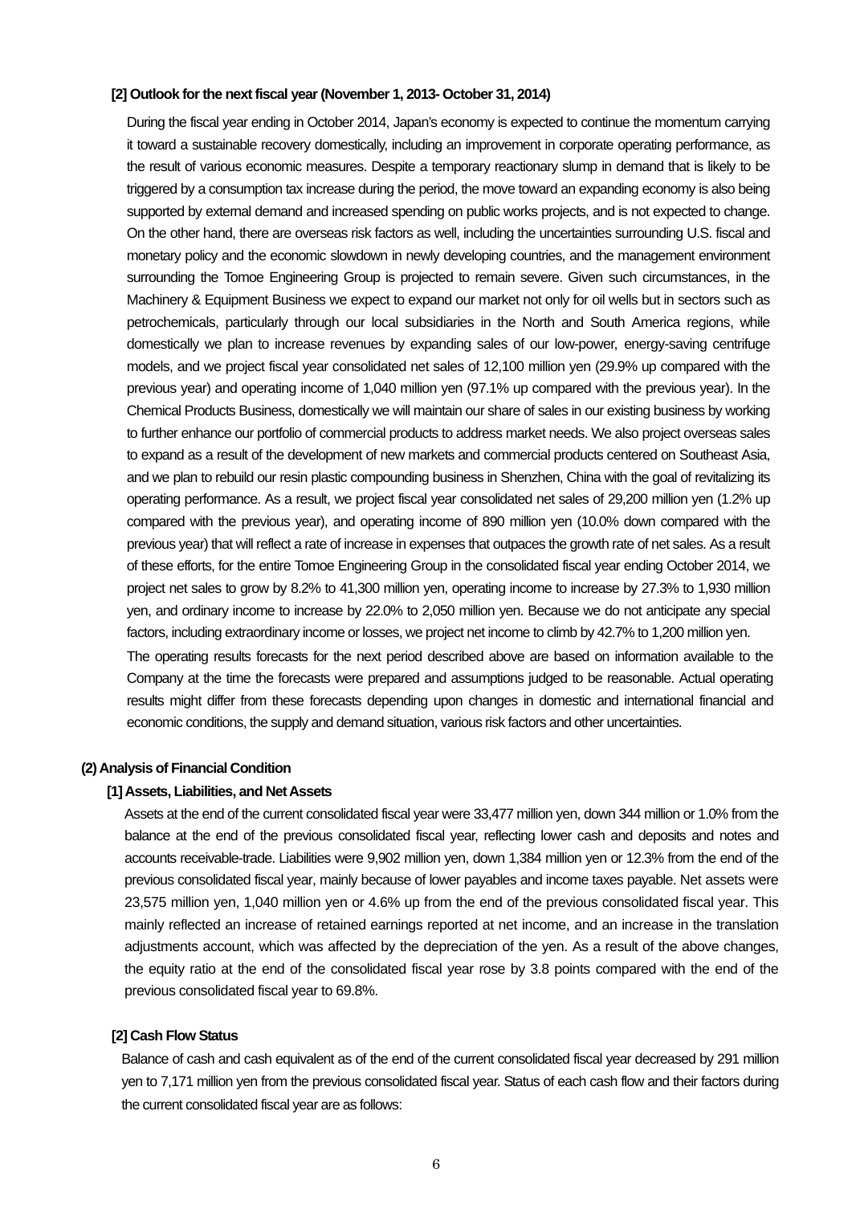### [2] Outlook for the next fiscal year (November 1, 2013- October 31, 2014)

During the fiscal year ending in October 2014, Japan's economy is expected to continue the momentum carrying it toward a sustainable recovery domestically, including an improvement in corporate operating performance, as the result of various economic measures. Despite a temporary reactionary slump in demand that is likely to be triggered by a consumption tax increase during the period, the move toward an expanding economy is also being supported by external demand and increased spending on public works projects, and is not expected to change. On the other hand, there are overseas risk factors as well, including the uncertainties surrounding U.S. fiscal and monetary policy and the economic slowdown in newly developing countries, and the management environment surrounding the Tomoe Engineering Group is projected to remain severe. Given such circumstances, in the Machinery & Equipment Business we expect to expand our market not only for oil wells but in sectors such as petrochemicals, particularly through our local subsidiaries in the North and South America regions, while domestically we plan to increase revenues by expanding sales of our low-power, energy-saving centrifuge models, and we project fiscal year consolidated net sales of 12,100 million yen (29.9% up compared with the previous year) and operating income of 1,040 million yen (97.1% up compared with the previous year). In the Chemical Products Business, domestically we will maintain our share of sales in our existing business by working to further enhance our portfolio of commercial products to address market needs. We also project overseas sales to expand as a result of the development of new markets and commercial products centered on Southeast Asia, and we plan to rebuild our resin plastic compounding business in Shenzhen, China with the goal of revitalizing its operating performance. As a result, we project fiscal year consolidated net sales of 29,200 million yen (1.2% up compared with the previous year), and operating income of 890 million yen (10.0% down compared with the previous year) that will reflect a rate of increase in expenses that outpaces the growth rate of net sales. As a result of these efforts, for the entire Tomoe Engineering Group in the consolidated fiscal year ending October 2014, we project net sales to grow by 8.2% to 41,300 million yen, operating income to increase by 27.3% to 1,930 million yen, and ordinary income to increase by 22.0% to 2,050 million yen. Because we do not anticipate any special factors, including extraordinary income or losses, we project net income to climb by 42.7% to 1,200 million yen.

The operating results forecasts for the next period described above are based on information available to the Company at the time the forecasts were prepared and assumptions judged to be reasonable. Actual operating results might differ from these forecasts depending upon changes in domestic and international financial and economic conditions, the supply and demand situation, various risk factors and other uncertainties.

## (2) Analysis of Financial Condition

### [1] Assets, Liabilities, and Net Assets

Assets at the end of the current consolidated fiscal year were 33,477 million yen, down 344 million or 1.0% from the balance at the end of the previous consolidated fiscal year, reflecting lower cash and deposits and notes and accounts receivable-trade. Liabilities were 9,902 million yen, down 1,384 million yen or 12.3% from the end of the previous consolidated fiscal year, mainly because of lower payables and income taxes payable. Net assets were 23,575 million yen, 1,040 million yen or 4.6% up from the end of the previous consolidated fiscal year. This mainly reflected an increase of retained earnings reported at net income, and an increase in the translation adjustments account, which was affected by the depreciation of the yen. As a result of the above changes, the equity ratio at the end of the consolidated fiscal year rose by 3.8 points compared with the end of the previous consolidated fiscal year to 69.8%.

### [2] Cash Flow Status

Balance of cash and cash equivalent as of the end of the current consolidated fiscal year decreased by 291 million yen to 7,171 million yen from the previous consolidated fiscal year. Status of each cash flow and their factors during the current consolidated fiscal year are as follows: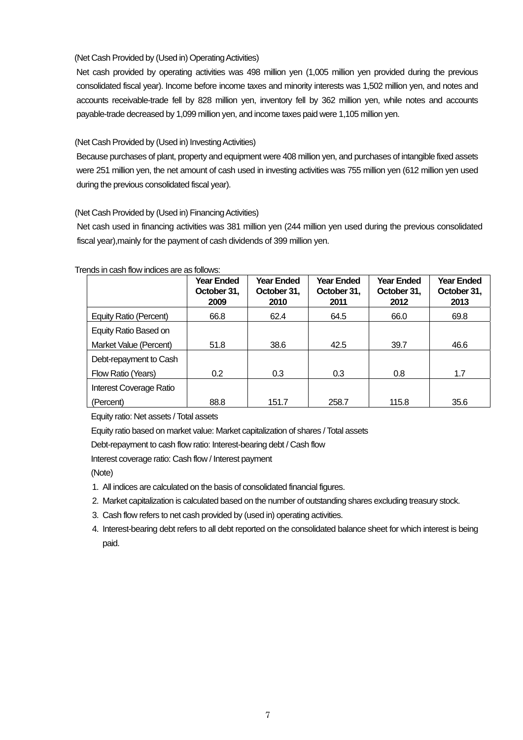(Net Cash Provided by (Used in) Operating Activities)

Net cash provided by operating activities was 498 million yen (1,005 million yen provided during the previous consolidated fiscal year). Income before income taxes and minority interests was 1,502 million yen, and notes and accounts receivable-trade fell by 828 million yen, inventory fell by 362 million yen, while notes and accounts payable-trade decreased by 1,099 million yen, and income taxes paid were 1,105 million yen.

(Net Cash Provided by (Used in) Investing Activities)

Because purchases of plant, property and equipment were 408 million yen, and purchases of intangible fixed assets were 251 million yen, the net amount of cash used in investing activities was 755 million yen (612 million yen used during the previous consolidated fiscal year).

(Net Cash Provided by (Used in) Financing Activities)

Net cash used in financing activities was 381 million yen (244 million yen used during the previous consolidated fiscal year),mainly for the payment of cash dividends of 399 million yen.

Trends in cash flow indices are as follows:

| | Year Ended October 31, 2009 | Year Ended October 31, 2010 | Year Ended October 31, 2011 | Year Ended October 31, 2012 | Year Ended October 31, 2013 |
|---|---|---|---|---|---|
| Equity Ratio (Percent) | 66.8 | 62.4 | 64.5 | 66.0 | 69.8 |
| Equity Ratio Based on Market Value (Percent) | 51.8 | 38.6 | 42.5 | 39.7 | 46.6 |
| Debt-repayment to Cash Flow Ratio (Years) | 0.2 | 0.3 | 0.3 | 0.8 | 1.7 |
| Interest Coverage Ratio (Percent) | 88.8 | 151.7 | 258.7 | 115.8 | 35.6 |

Equity ratio: Net assets / Total assets

Equity ratio based on market value: Market capitalization of shares / Total assets

Debt-repayment to cash flow ratio: Interest-bearing debt / Cash flow

Interest coverage ratio: Cash flow / Interest payment

(Note)

1. All indices are calculated on the basis of consolidated financial figures.
2. Market capitalization is calculated based on the number of outstanding shares excluding treasury stock.
3. Cash flow refers to net cash provided by (used in) operating activities.
4. Interest-bearing debt refers to all debt reported on the consolidated balance sheet for which interest is being paid.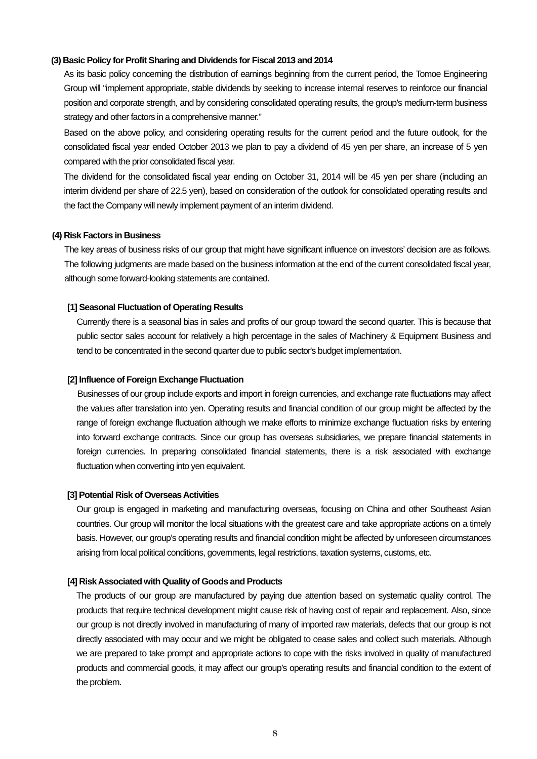### (3) Basic Policy for Profit Sharing and Dividends for Fiscal 2013 and 2014

As its basic policy concerning the distribution of earnings beginning from the current period, the Tomoe Engineering Group will "implement appropriate, stable dividends by seeking to increase internal reserves to reinforce our financial position and corporate strength, and by considering consolidated operating results, the group's medium-term business strategy and other factors in a comprehensive manner."

Based on the above policy, and considering operating results for the current period and the future outlook, for the consolidated fiscal year ended October 2013 we plan to pay a dividend of 45 yen per share, an increase of 5 yen compared with the prior consolidated fiscal year.

The dividend for the consolidated fiscal year ending on October 31, 2014 will be 45 yen per share (including an interim dividend per share of 22.5 yen), based on consideration of the outlook for consolidated operating results and the fact the Company will newly implement payment of an interim dividend.

### (4) Risk Factors in Business

The key areas of business risks of our group that might have significant influence on investors' decision are as follows. The following judgments are made based on the business information at the end of the current consolidated fiscal year, although some forward-looking statements are contained.

#### [1] Seasonal Fluctuation of Operating Results

Currently there is a seasonal bias in sales and profits of our group toward the second quarter. This is because that public sector sales account for relatively a high percentage in the sales of Machinery & Equipment Business and tend to be concentrated in the second quarter due to public sector's budget implementation.

#### [2] Influence of Foreign Exchange Fluctuation

Businesses of our group include exports and import in foreign currencies, and exchange rate fluctuations may affect the values after translation into yen. Operating results and financial condition of our group might be affected by the range of foreign exchange fluctuation although we make efforts to minimize exchange fluctuation risks by entering into forward exchange contracts. Since our group has overseas subsidiaries, we prepare financial statements in foreign currencies. In preparing consolidated financial statements, there is a risk associated with exchange fluctuation when converting into yen equivalent.

#### [3] Potential Risk of Overseas Activities

Our group is engaged in marketing and manufacturing overseas, focusing on China and other Southeast Asian countries. Our group will monitor the local situations with the greatest care and take appropriate actions on a timely basis. However, our group's operating results and financial condition might be affected by unforeseen circumstances arising from local political conditions, governments, legal restrictions, taxation systems, customs, etc.

#### [4] Risk Associated with Quality of Goods and Products

The products of our group are manufactured by paying due attention based on systematic quality control. The products that require technical development might cause risk of having cost of repair and replacement. Also, since our group is not directly involved in manufacturing of many of imported raw materials, defects that our group is not directly associated with may occur and we might be obligated to cease sales and collect such materials. Although we are prepared to take prompt and appropriate actions to cope with the risks involved in quality of manufactured products and commercial goods, it may affect our group's operating results and financial condition to the extent of the problem.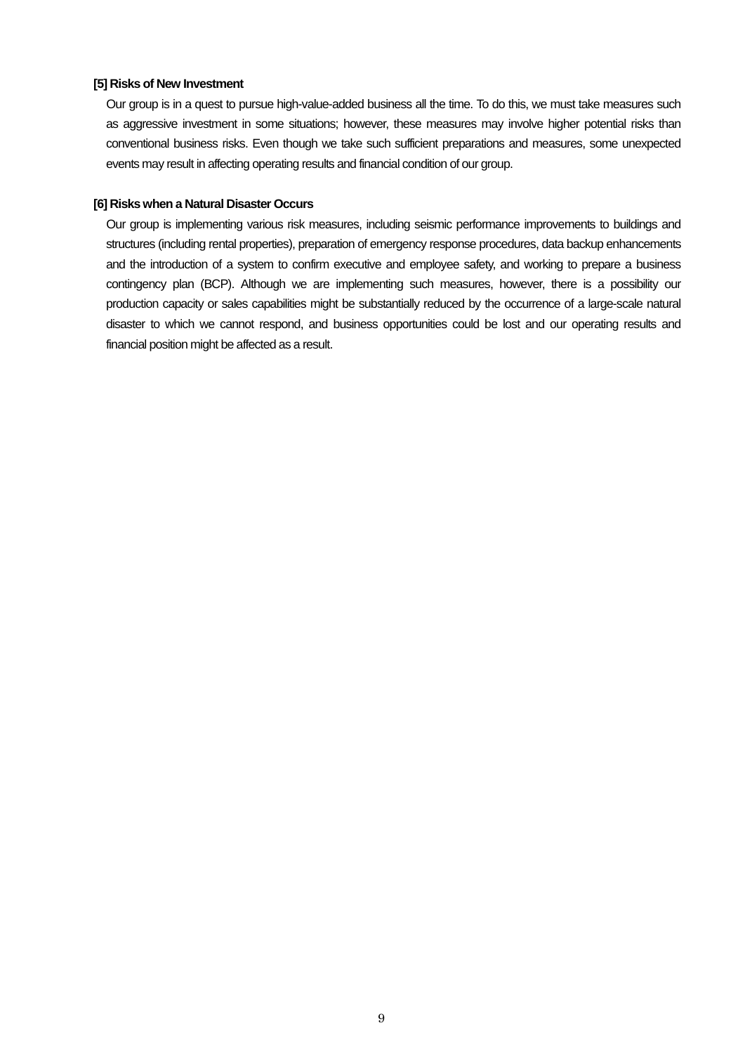**[5] Risks of New Investment**

Our group is in a quest to pursue high-value-added business all the time. To do this, we must take measures such as aggressive investment in some situations; however, these measures may involve higher potential risks than conventional business risks. Even though we take such sufficient preparations and measures, some unexpected events may result in affecting operating results and financial condition of our group.

**[6] Risks when a Natural Disaster Occurs**

Our group is implementing various risk measures, including seismic performance improvements to buildings and structures (including rental properties), preparation of emergency response procedures, data backup enhancements and the introduction of a system to confirm executive and employee safety, and working to prepare a business contingency plan (BCP). Although we are implementing such measures, however, there is a possibility our production capacity or sales capabilities might be substantially reduced by the occurrence of a large-scale natural disaster to which we cannot respond, and business opportunities could be lost and our operating results and financial position might be affected as a result.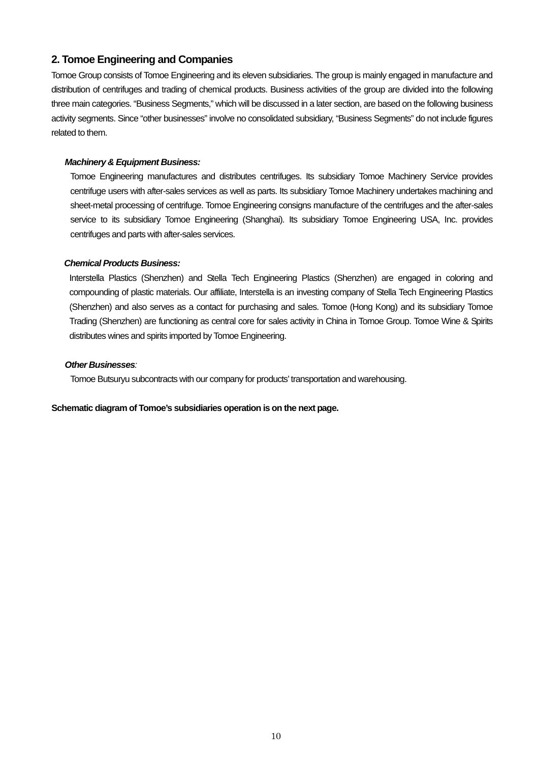## 2. Tomoe Engineering and Companies

Tomoe Group consists of Tomoe Engineering and its eleven subsidiaries. The group is mainly engaged in manufacture and distribution of centrifuges and trading of chemical products. Business activities of the group are divided into the following three main categories. "Business Segments," which will be discussed in a later section, are based on the following business activity segments. Since "other businesses" involve no consolidated subsidiary, "Business Segments" do not include figures related to them.

***Machinery & Equipment Business:***

Tomoe Engineering manufactures and distributes centrifuges. Its subsidiary Tomoe Machinery Service provides centrifuge users with after-sales services as well as parts. Its subsidiary Tomoe Machinery undertakes machining and sheet-metal processing of centrifuge. Tomoe Engineering consigns manufacture of the centrifuges and the after-sales service to its subsidiary Tomoe Engineering (Shanghai). Its subsidiary Tomoe Engineering USA, Inc. provides centrifuges and parts with after-sales services.

***Chemical Products Business:***

Interstella Plastics (Shenzhen) and Stella Tech Engineering Plastics (Shenzhen) are engaged in coloring and compounding of plastic materials. Our affiliate, Interstella is an investing company of Stella Tech Engineering Plastics (Shenzhen) and also serves as a contact for purchasing and sales. Tomoe (Hong Kong) and its subsidiary Tomoe Trading (Shenzhen) are functioning as central core for sales activity in China in Tomoe Group. Tomoe Wine & Spirits distributes wines and spirits imported by Tomoe Engineering.

***Other Businesses**:*

Tomoe Butsuryu subcontracts with our company for products' transportation and warehousing.

**Schematic diagram of Tomoe's subsidiaries operation is on the next page.**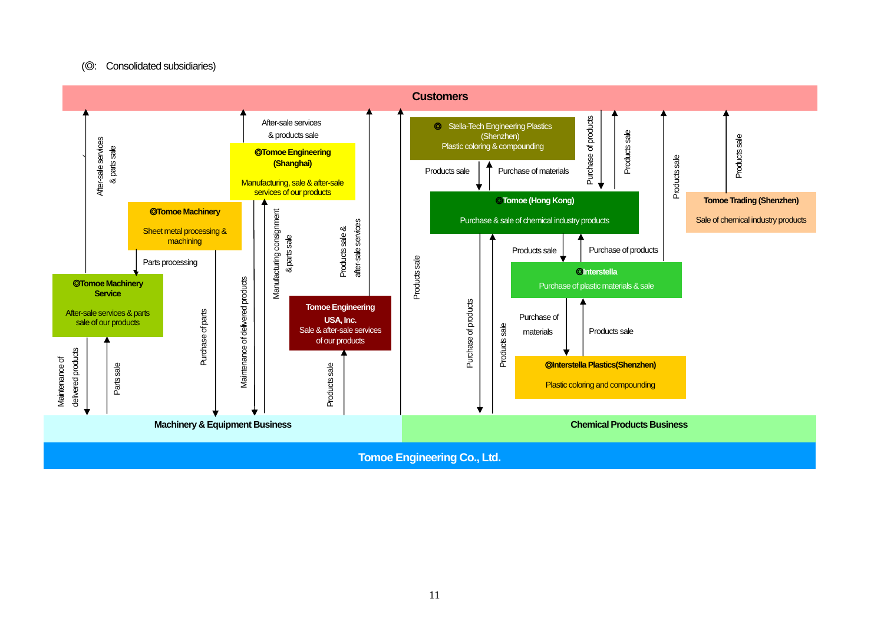(◎: Consolidated subsidiaries)

**Customers**

◎ Stella-Tech Engineering Plastics (Shenzhen)
Plastic coloring & compounding

◎Tomoe Engineering (Shanghai)
Manufacturing, sale & after-sale services of our products

◎Tomoe Machinery
Sheet metal processing & machining

◎Tomoe Machinery Service
After-sale services & parts sale of our products

Tomoe Engineering USA, Inc.
Sale & after-sale services of our products

◎Tomoe (Hong Kong)
Purchase & sale of chemical industry products

Tomoe Trading (Shenzhen)
Sale of chemical industry products

◎Interstella
Purchase of plastic materials & sale

◎Interstella Plastics(Shenzhen)
Plastic coloring and compounding

After-sale services & parts sale

After-sale services & products sale

Parts processing

Manufacturing consignment & parts sale

Products sale & after-sale services

Products sale

Purchase of materials

Purchase of products

Maintenance of delivered products

Parts sale

Purchase of parts

Purchase of materials

**Machinery & Equipment Business**

**Chemical Products Business**

**Tomoe Engineering Co., Ltd.**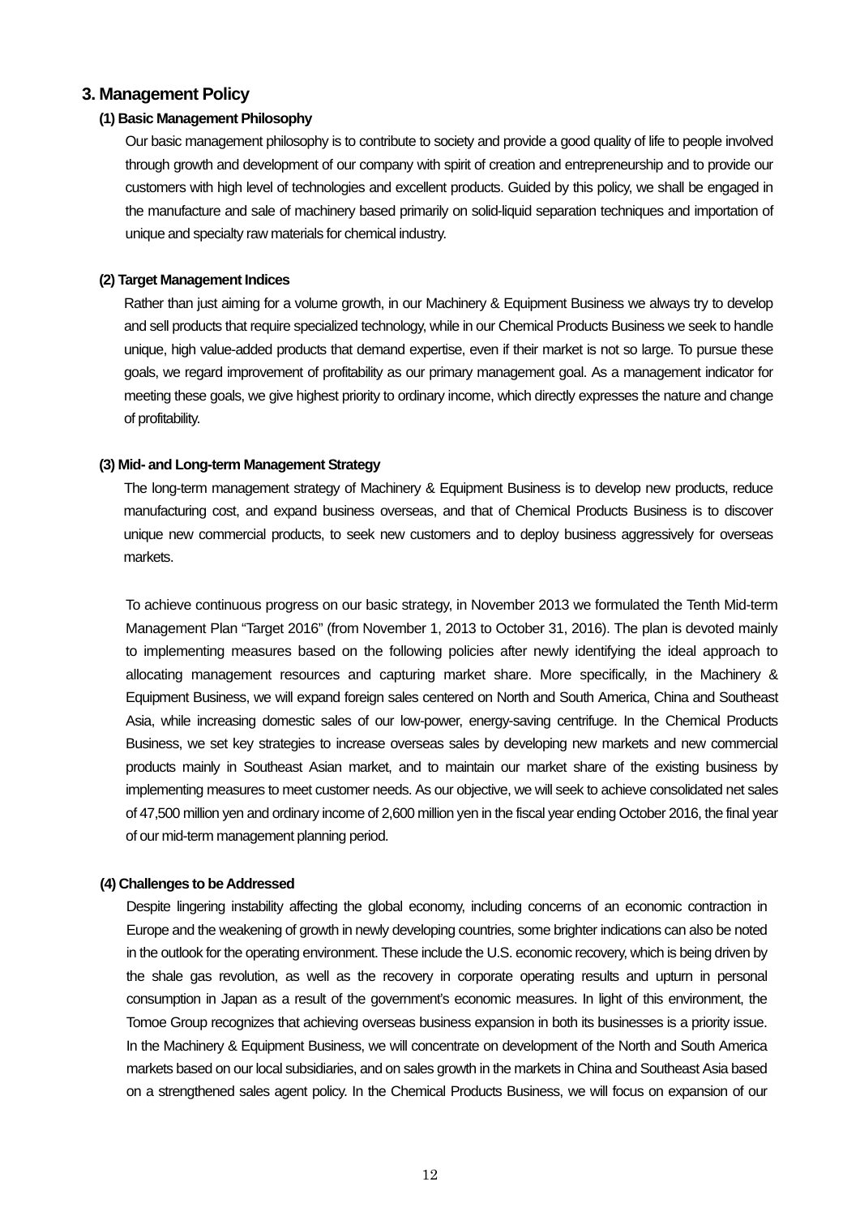## 3. Management Policy

### (1) Basic Management Philosophy

Our basic management philosophy is to contribute to society and provide a good quality of life to people involved through growth and development of our company with spirit of creation and entrepreneurship and to provide our customers with high level of technologies and excellent products. Guided by this policy, we shall be engaged in the manufacture and sale of machinery based primarily on solid-liquid separation techniques and importation of unique and specialty raw materials for chemical industry.

### (2) Target Management Indices

Rather than just aiming for a volume growth, in our Machinery & Equipment Business we always try to develop and sell products that require specialized technology, while in our Chemical Products Business we seek to handle unique, high value-added products that demand expertise, even if their market is not so large. To pursue these goals, we regard improvement of profitability as our primary management goal. As a management indicator for meeting these goals, we give highest priority to ordinary income, which directly expresses the nature and change of profitability.

### (3) Mid- and Long-term Management Strategy

The long-term management strategy of Machinery & Equipment Business is to develop new products, reduce manufacturing cost, and expand business overseas, and that of Chemical Products Business is to discover unique new commercial products, to seek new customers and to deploy business aggressively for overseas markets.

To achieve continuous progress on our basic strategy, in November 2013 we formulated the Tenth Mid-term Management Plan “Target 2016” (from November 1, 2013 to October 31, 2016). The plan is devoted mainly to implementing measures based on the following policies after newly identifying the ideal approach to allocating management resources and capturing market share. More specifically, in the Machinery & Equipment Business, we will expand foreign sales centered on North and South America, China and Southeast Asia, while increasing domestic sales of our low-power, energy-saving centrifuge. In the Chemical Products Business, we set key strategies to increase overseas sales by developing new markets and new commercial products mainly in Southeast Asian market, and to maintain our market share of the existing business by implementing measures to meet customer needs. As our objective, we will seek to achieve consolidated net sales of 47,500 million yen and ordinary income of 2,600 million yen in the fiscal year ending October 2016, the final year of our mid-term management planning period.

### (4) Challenges to be Addressed

Despite lingering instability affecting the global economy, including concerns of an economic contraction in Europe and the weakening of growth in newly developing countries, some brighter indications can also be noted in the outlook for the operating environment. These include the U.S. economic recovery, which is being driven by the shale gas revolution, as well as the recovery in corporate operating results and upturn in personal consumption in Japan as a result of the government’s economic measures. In light of this environment, the Tomoe Group recognizes that achieving overseas business expansion in both its businesses is a priority issue. In the Machinery & Equipment Business, we will concentrate on development of the North and South America markets based on our local subsidiaries, and on sales growth in the markets in China and Southeast Asia based on a strengthened sales agent policy. In the Chemical Products Business, we will focus on expansion of our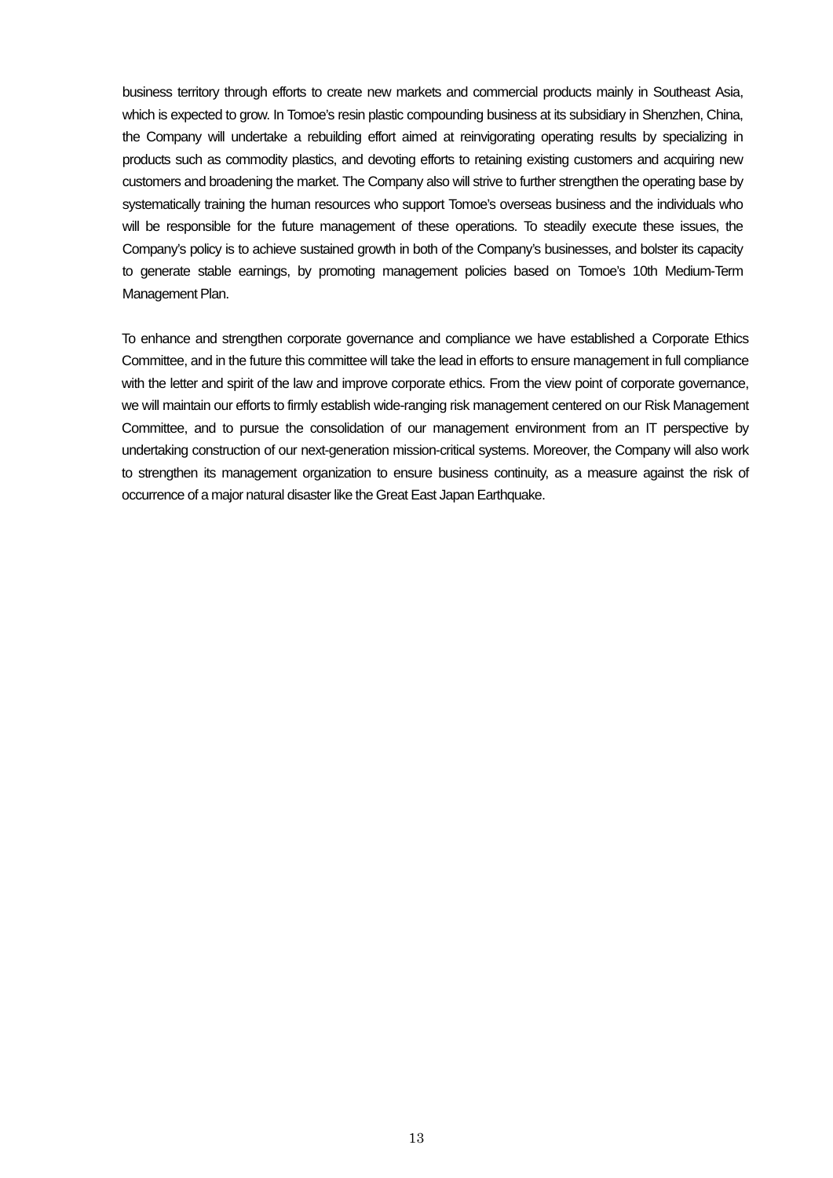business territory through efforts to create new markets and commercial products mainly in Southeast Asia, which is expected to grow. In Tomoe's resin plastic compounding business at its subsidiary in Shenzhen, China, the Company will undertake a rebuilding effort aimed at reinvigorating operating results by specializing in products such as commodity plastics, and devoting efforts to retaining existing customers and acquiring new customers and broadening the market. The Company also will strive to further strengthen the operating base by systematically training the human resources who support Tomoe's overseas business and the individuals who will be responsible for the future management of these operations. To steadily execute these issues, the Company's policy is to achieve sustained growth in both of the Company's businesses, and bolster its capacity to generate stable earnings, by promoting management policies based on Tomoe's 10th Medium-Term Management Plan.

To enhance and strengthen corporate governance and compliance we have established a Corporate Ethics Committee, and in the future this committee will take the lead in efforts to ensure management in full compliance with the letter and spirit of the law and improve corporate ethics. From the view point of corporate governance, we will maintain our efforts to firmly establish wide-ranging risk management centered on our Risk Management Committee, and to pursue the consolidation of our management environment from an IT perspective by undertaking construction of our next-generation mission-critical systems. Moreover, the Company will also work to strengthen its management organization to ensure business continuity, as a measure against the risk of occurrence of a major natural disaster like the Great East Japan Earthquake.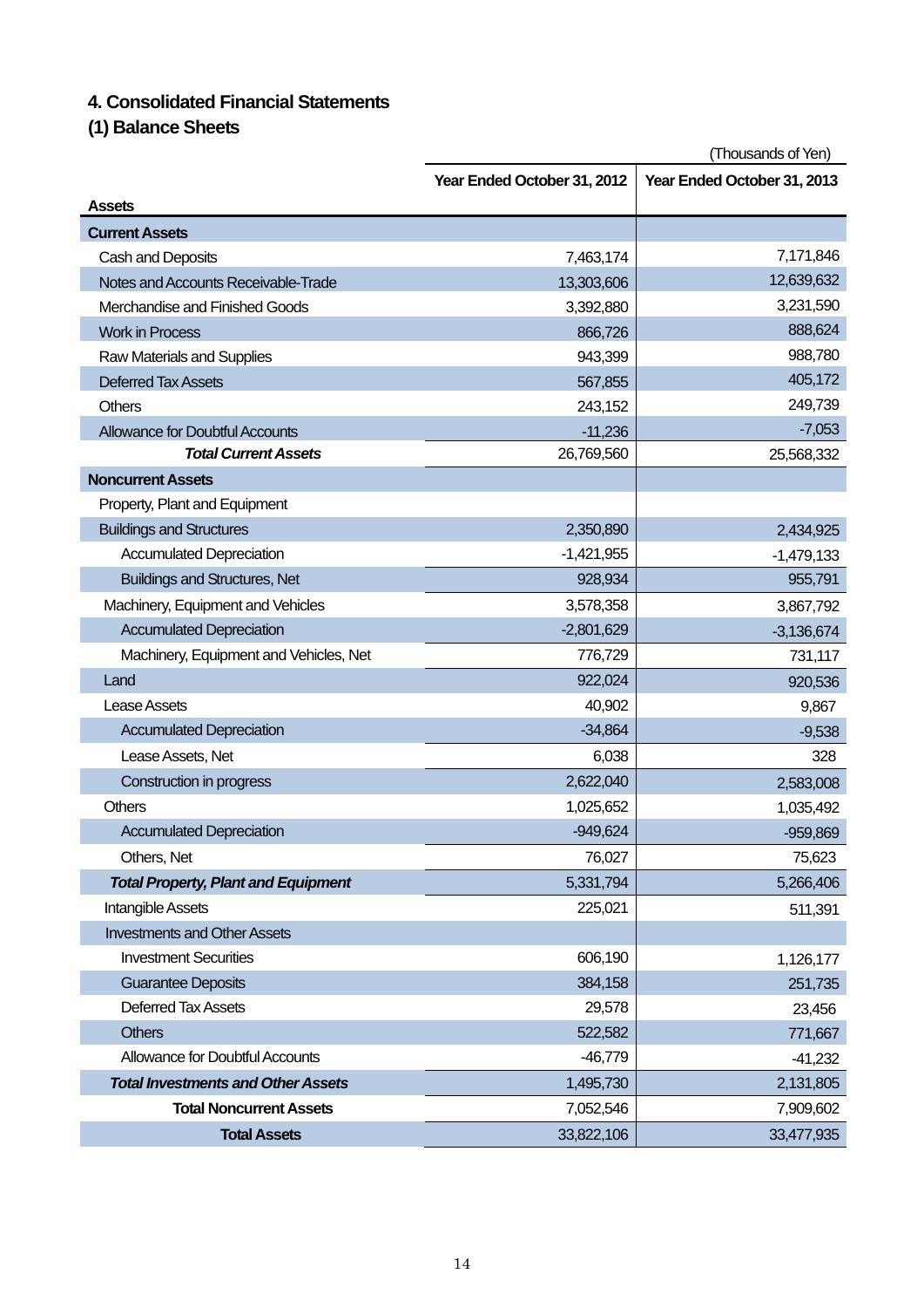# 4. Consolidated Financial Statements

## (1) Balance Sheets

(Thousands of Yen)

| Assets | Year Ended October 31, 2012 | Year Ended October 31, 2013 |
|---|---|---|
| **Current Assets** | | |
| Cash and Deposits | 7,463,174 | 7,171,846 |
| Notes and Accounts Receivable-Trade | 13,303,606 | 12,639,632 |
| Merchandise and Finished Goods | 3,392,880 | 3,231,590 |
| Work in Process | 866,726 | 888,624 |
| Raw Materials and Supplies | 943,399 | 988,780 |
| Deferred Tax Assets | 567,855 | 405,172 |
| Others | 243,152 | 249,739 |
| Allowance for Doubtful Accounts | -11,236 | -7,053 |
| ***Total Current Assets*** | 26,769,560 | 25,568,332 |
| **Noncurrent Assets** | | |
| Property, Plant and Equipment | | |
| Buildings and Structures | 2,350,890 | 2,434,925 |
| Accumulated Depreciation | -1,421,955 | -1,479,133 |
| Buildings and Structures, Net | 928,934 | 955,791 |
| Machinery, Equipment and Vehicles | 3,578,358 | 3,867,792 |
| Accumulated Depreciation | -2,801,629 | -3,136,674 |
| Machinery, Equipment and Vehicles, Net | 776,729 | 731,117 |
| Land | 922,024 | 920,536 |
| Lease Assets | 40,902 | 9,867 |
| Accumulated Depreciation | -34,864 | -9,538 |
| Lease Assets, Net | 6,038 | 328 |
| Construction in progress | 2,622,040 | 2,583,008 |
| Others | 1,025,652 | 1,035,492 |
| Accumulated Depreciation | -949,624 | -959,869 |
| Others, Net | 76,027 | 75,623 |
| ***Total Property, Plant and Equipment*** | 5,331,794 | 5,266,406 |
| Intangible Assets | 225,021 | 511,391 |
| Investments and Other Assets | | |
| Investment Securities | 606,190 | 1,126,177 |
| Guarantee Deposits | 384,158 | 251,735 |
| Deferred Tax Assets | 29,578 | 23,456 |
| Others | 522,582 | 771,667 |
| Allowance for Doubtful Accounts | -46,779 | -41,232 |
| ***Total Investments and Other Assets*** | 1,495,730 | 2,131,805 |
| **Total Noncurrent Assets** | 7,052,546 | 7,909,602 |
| **Total Assets** | 33,822,106 | 33,477,935 |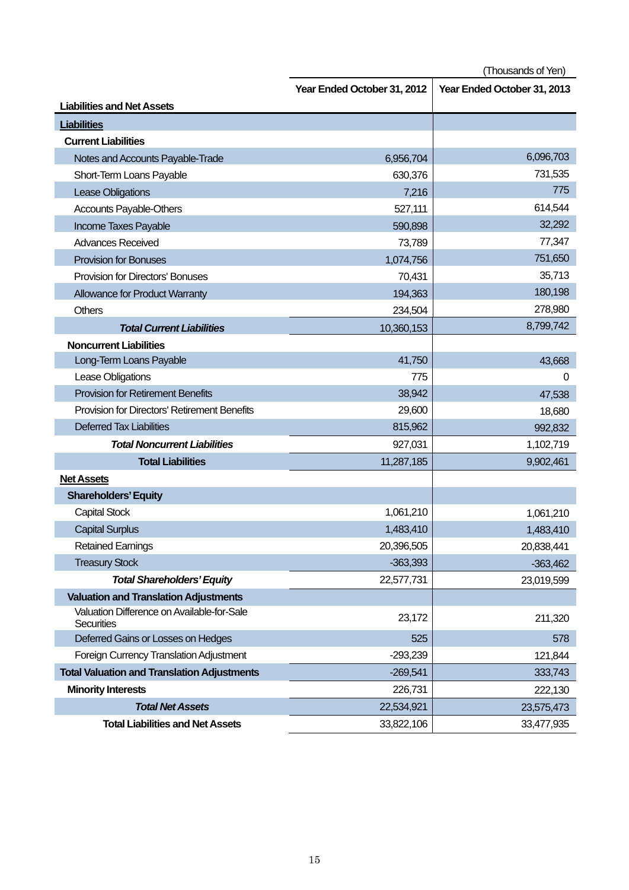(Thousands of Yen)

| Liabilities and Net Assets | Year Ended October 31, 2012 | Year Ended October 31, 2013 |
|---|---|---|
| **Liabilities** | | |
| **Current Liabilities** | | |
| Notes and Accounts Payable-Trade | 6,956,704 | 6,096,703 |
| Short-Term Loans Payable | 630,376 | 731,535 |
| Lease Obligations | 7,216 | 775 |
| Accounts Payable-Others | 527,111 | 614,544 |
| Income Taxes Payable | 590,898 | 32,292 |
| Advances Received | 73,789 | 77,347 |
| Provision for Bonuses | 1,074,756 | 751,650 |
| Provision for Directors' Bonuses | 70,431 | 35,713 |
| Allowance for Product Warranty | 194,363 | 180,198 |
| Others | 234,504 | 278,980 |
| ***Total Current Liabilities*** | 10,360,153 | 8,799,742 |
| **Noncurrent Liabilities** | | |
| Long-Term Loans Payable | 41,750 | 43,668 |
| Lease Obligations | 775 | 0 |
| Provision for Retirement Benefits | 38,942 | 47,538 |
| Provision for Directors' Retirement Benefits | 29,600 | 18,680 |
| Deferred Tax Liabilities | 815,962 | 992,832 |
| ***Total Noncurrent Liabilities*** | 927,031 | 1,102,719 |
| **Total Liabilities** | 11,287,185 | 9,902,461 |
| **Net Assets** | | |
| **Shareholders' Equity** | | |
| Capital Stock | 1,061,210 | 1,061,210 |
| Capital Surplus | 1,483,410 | 1,483,410 |
| Retained Earnings | 20,396,505 | 20,838,441 |
| Treasury Stock | -363,393 | -363,462 |
| ***Total Shareholders' Equity*** | 22,577,731 | 23,019,599 |
| **Valuation and Translation Adjustments** | | |
| Valuation Difference on Available-for-Sale Securities | 23,172 | 211,320 |
| Deferred Gains or Losses on Hedges | 525 | 578 |
| Foreign Currency Translation Adjustment | -293,239 | 121,844 |
| **Total Valuation and Translation Adjustments** | -269,541 | 333,743 |
| **Minority Interests** | 226,731 | 222,130 |
| ***Total Net Assets*** | 22,534,921 | 23,575,473 |
| **Total Liabilities and Net Assets** | 33,822,106 | 33,477,935 |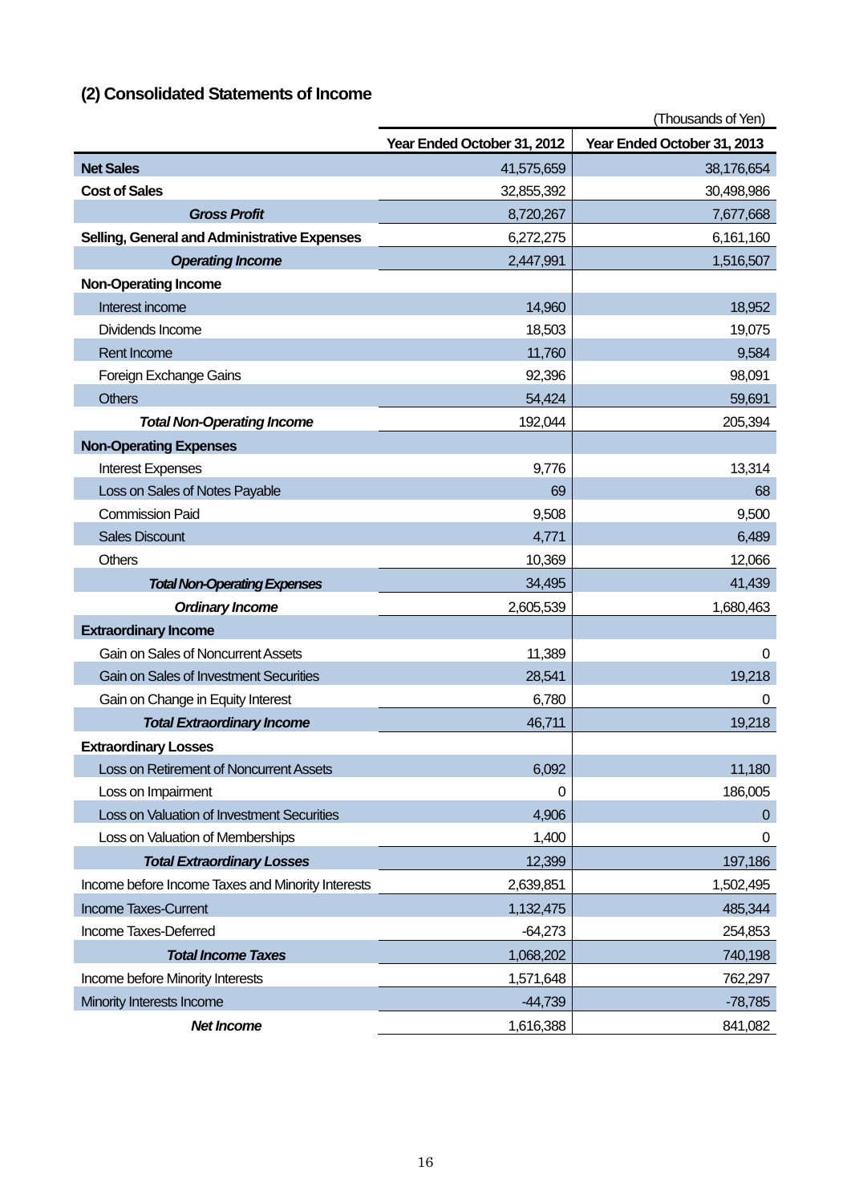## (2) Consolidated Statements of Income

(Thousands of Yen)

| | Year Ended October 31, 2012 | Year Ended October 31, 2013 |
|---|---|---|
| **Net Sales** | 41,575,659 | 38,176,654 |
| **Cost of Sales** | 32,855,392 | 30,498,986 |
| ***Gross Profit*** | 8,720,267 | 7,677,668 |
| **Selling, General and Administrative Expenses** | 6,272,275 | 6,161,160 |
| ***Operating Income*** | 2,447,991 | 1,516,507 |
| **Non-Operating Income** | | |
| Interest income | 14,960 | 18,952 |
| Dividends Income | 18,503 | 19,075 |
| Rent Income | 11,760 | 9,584 |
| Foreign Exchange Gains | 92,396 | 98,091 |
| Others | 54,424 | 59,691 |
| ***Total Non-Operating Income*** | 192,044 | 205,394 |
| **Non-Operating Expenses** | | |
| Interest Expenses | 9,776 | 13,314 |
| Loss on Sales of Notes Payable | 69 | 68 |
| Commission Paid | 9,508 | 9,500 |
| Sales Discount | 4,771 | 6,489 |
| Others | 10,369 | 12,066 |
| ***Total Non-Operating Expenses*** | 34,495 | 41,439 |
| ***Ordinary Income*** | 2,605,539 | 1,680,463 |
| **Extraordinary Income** | | |
| Gain on Sales of Noncurrent Assets | 11,389 | 0 |
| Gain on Sales of Investment Securities | 28,541 | 19,218 |
| Gain on Change in Equity Interest | 6,780 | 0 |
| ***Total Extraordinary Income*** | 46,711 | 19,218 |
| **Extraordinary Losses** | | |
| Loss on Retirement of Noncurrent Assets | 6,092 | 11,180 |
| Loss on Impairment | 0 | 186,005 |
| Loss on Valuation of Investment Securities | 4,906 | 0 |
| Loss on Valuation of Memberships | 1,400 | 0 |
| ***Total Extraordinary Losses*** | 12,399 | 197,186 |
| Income before Income Taxes and Minority Interests | 2,639,851 | 1,502,495 |
| Income Taxes-Current | 1,132,475 | 485,344 |
| Income Taxes-Deferred | -64,273 | 254,853 |
| ***Total Income Taxes*** | 1,068,202 | 740,198 |
| Income before Minority Interests | 1,571,648 | 762,297 |
| Minority Interests Income | -44,739 | -78,785 |
| ***Net Income*** | 1,616,388 | 841,082 |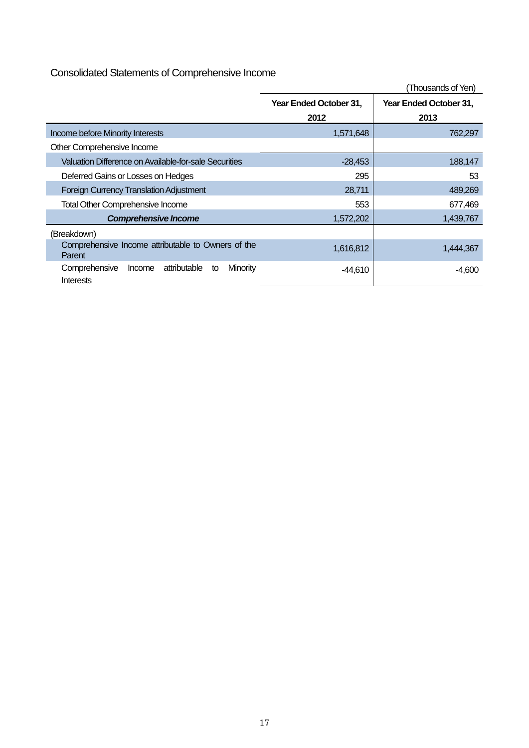## Consolidated Statements of Comprehensive Income

(Thousands of Yen)

| | Year Ended October 31, 2012 | Year Ended October 31, 2013 |
|---|---|---|
| Income before Minority Interests | 1,571,648 | 762,297 |
| Other Comprehensive Income | | |
| Valuation Difference on Available-for-sale Securities | -28,453 | 188,147 |
| Deferred Gains or Losses on Hedges | 295 | 53 |
| Foreign Currency Translation Adjustment | 28,711 | 489,269 |
| Total Other Comprehensive Income | 553 | 677,469 |
| ***Comprehensive Income*** | 1,572,202 | 1,439,767 |
| (Breakdown) | | |
| Comprehensive Income attributable to Owners of the Parent | 1,616,812 | 1,444,367 |
| Comprehensive Income attributable to Minority Interests | -44,610 | -4,600 |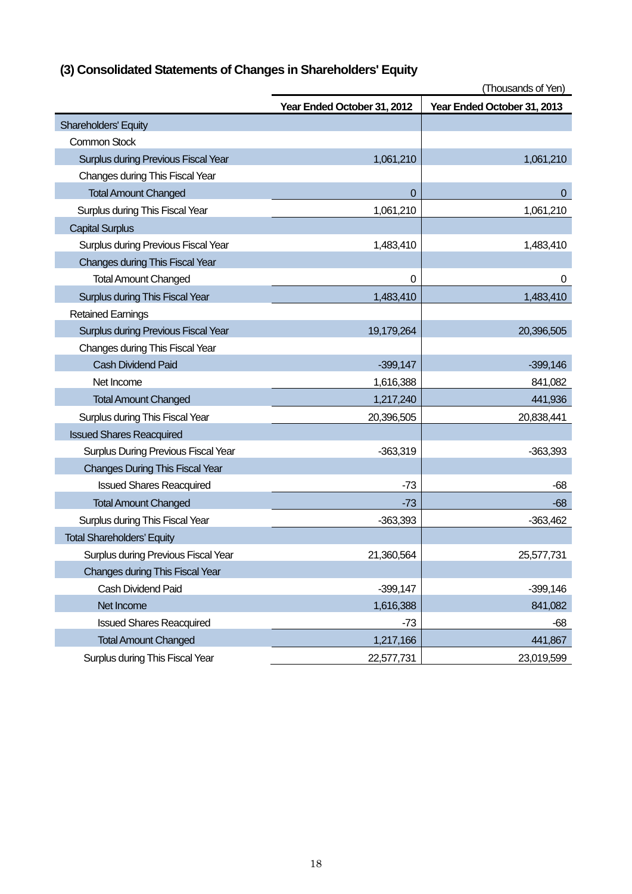## (3) Consolidated Statements of Changes in Shareholders' Equity

(Thousands of Yen)

| | Year Ended October 31, 2012 | Year Ended October 31, 2013 |
|---|---|---|
| Shareholders' Equity | | |
| Common Stock | | |
| Surplus during Previous Fiscal Year | 1,061,210 | 1,061,210 |
| Changes during This Fiscal Year | | |
| Total Amount Changed | 0 | 0 |
| Surplus during This Fiscal Year | 1,061,210 | 1,061,210 |
| Capital Surplus | | |
| Surplus during Previous Fiscal Year | 1,483,410 | 1,483,410 |
| Changes during This Fiscal Year | | |
| Total Amount Changed | 0 | 0 |
| Surplus during This Fiscal Year | 1,483,410 | 1,483,410 |
| Retained Earnings | | |
| Surplus during Previous Fiscal Year | 19,179,264 | 20,396,505 |
| Changes during This Fiscal Year | | |
| Cash Dividend Paid | -399,147 | -399,146 |
| Net Income | 1,616,388 | 841,082 |
| Total Amount Changed | 1,217,240 | 441,936 |
| Surplus during This Fiscal Year | 20,396,505 | 20,838,441 |
| Issued Shares Reacquired | | |
| Surplus During Previous Fiscal Year | -363,319 | -363,393 |
| Changes During This Fiscal Year | | |
| Issued Shares Reacquired | -73 | -68 |
| Total Amount Changed | -73 | -68 |
| Surplus during This Fiscal Year | -363,393 | -363,462 |
| Total Shareholders' Equity | | |
| Surplus during Previous Fiscal Year | 21,360,564 | 25,577,731 |
| Changes during This Fiscal Year | | |
| Cash Dividend Paid | -399,147 | -399,146 |
| Net Income | 1,616,388 | 841,082 |
| Issued Shares Reacquired | -73 | -68 |
| Total Amount Changed | 1,217,166 | 441,867 |
| Surplus during This Fiscal Year | 22,577,731 | 23,019,599 |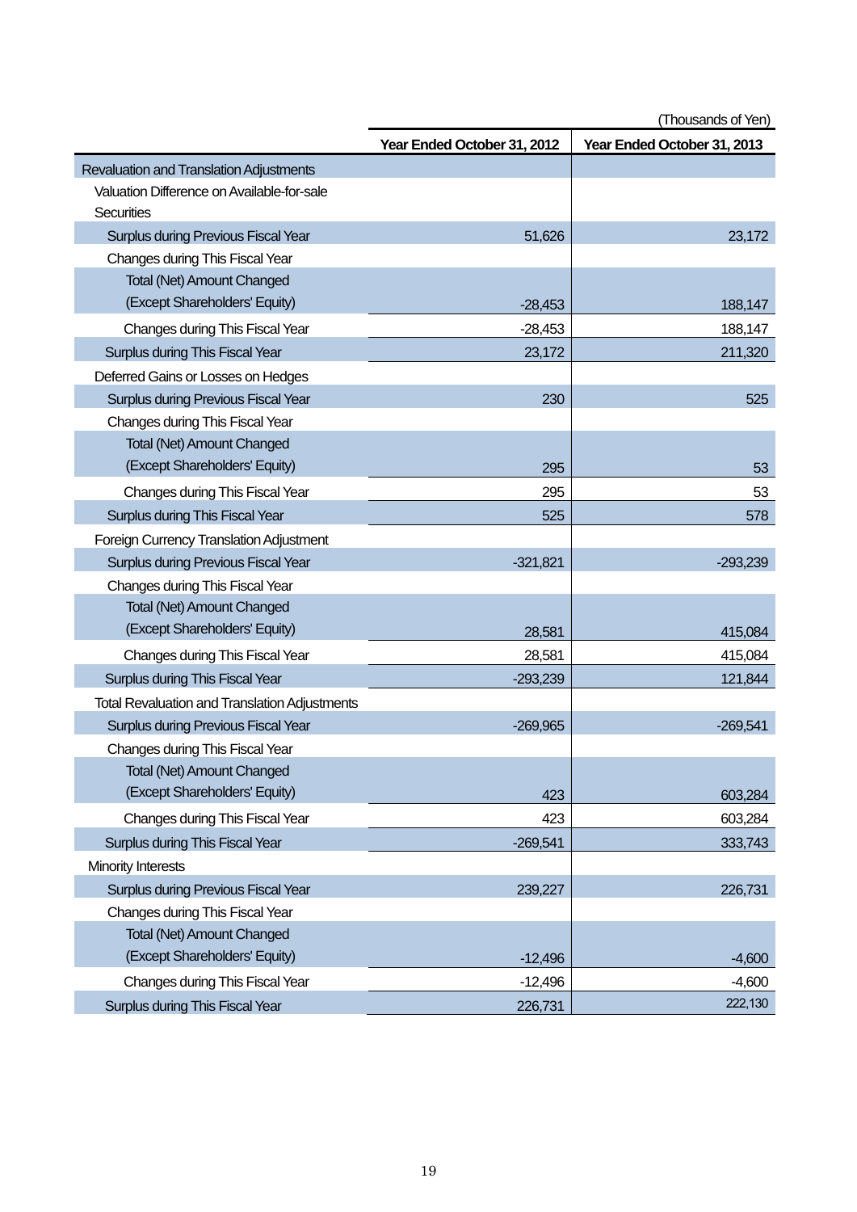(Thousands of Yen)

| | Year Ended October 31, 2012 | Year Ended October 31, 2013 |
|---|---|---|
| Revaluation and Translation Adjustments | | |
| Valuation Difference on Available-for-sale Securities | | |
| Surplus during Previous Fiscal Year | 51,626 | 23,172 |
| Changes during This Fiscal Year | | |
| Total (Net) Amount Changed (Except Shareholders' Equity) | -28,453 | 188,147 |
| Changes during This Fiscal Year | -28,453 | 188,147 |
| Surplus during This Fiscal Year | 23,172 | 211,320 |
| Deferred Gains or Losses on Hedges | | |
| Surplus during Previous Fiscal Year | 230 | 525 |
| Changes during This Fiscal Year | | |
| Total (Net) Amount Changed (Except Shareholders' Equity) | 295 | 53 |
| Changes during This Fiscal Year | 295 | 53 |
| Surplus during This Fiscal Year | 525 | 578 |
| Foreign Currency Translation Adjustment | | |
| Surplus during Previous Fiscal Year | -321,821 | -293,239 |
| Changes during This Fiscal Year | | |
| Total (Net) Amount Changed (Except Shareholders' Equity) | 28,581 | 415,084 |
| Changes during This Fiscal Year | 28,581 | 415,084 |
| Surplus during This Fiscal Year | -293,239 | 121,844 |
| Total Revaluation and Translation Adjustments | | |
| Surplus during Previous Fiscal Year | -269,965 | -269,541 |
| Changes during This Fiscal Year | | |
| Total (Net) Amount Changed (Except Shareholders' Equity) | 423 | 603,284 |
| Changes during This Fiscal Year | 423 | 603,284 |
| Surplus during This Fiscal Year | -269,541 | 333,743 |
| Minority Interests | | |
| Surplus during Previous Fiscal Year | 239,227 | 226,731 |
| Changes during This Fiscal Year | | |
| Total (Net) Amount Changed (Except Shareholders' Equity) | -12,496 | -4,600 |
| Changes during This Fiscal Year | -12,496 | -4,600 |
| Surplus during This Fiscal Year | 226,731 | 222,130 |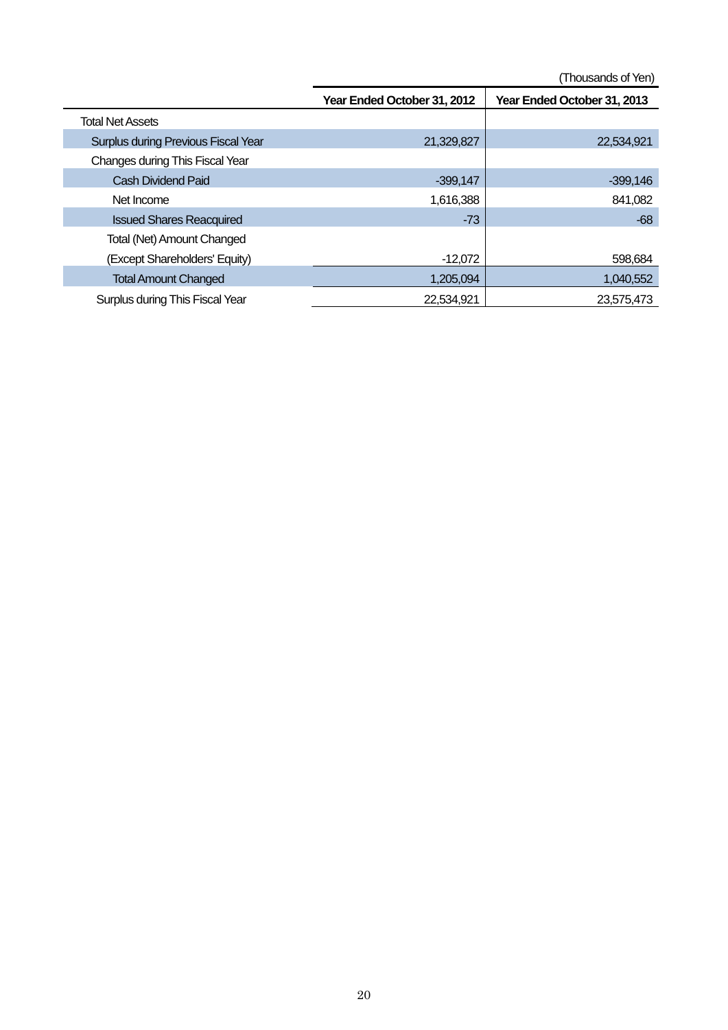(Thousands of Yen)

| | Year Ended October 31, 2012 | Year Ended October 31, 2013 |
|---|---|---|
| Total Net Assets | | |
| Surplus during Previous Fiscal Year | 21,329,827 | 22,534,921 |
| Changes during This Fiscal Year | | |
| Cash Dividend Paid | -399,147 | -399,146 |
| Net Income | 1,616,388 | 841,082 |
| Issued Shares Reacquired | -73 | -68 |
| Total (Net) Amount Changed (Except Shareholders' Equity) | -12,072 | 598,684 |
| Total Amount Changed | 1,205,094 | 1,040,552 |
| Surplus during This Fiscal Year | 22,534,921 | 23,575,473 |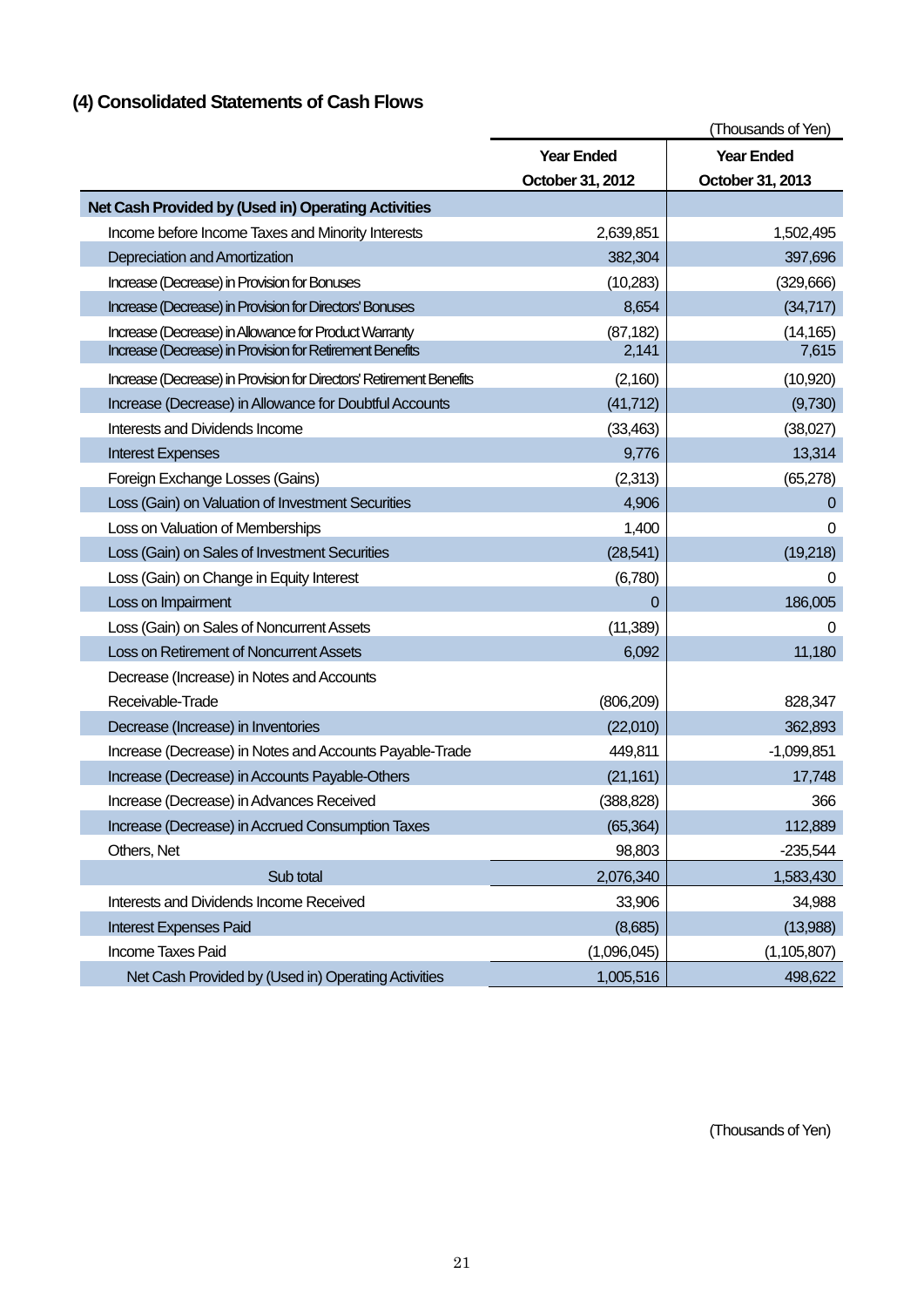## (4) Consolidated Statements of Cash Flows

(Thousands of Yen)

| | Year Ended October 31, 2012 | Year Ended October 31, 2013 |
|---|---|---|
| **Net Cash Provided by (Used in) Operating Activities** | | |
| Income before Income Taxes and Minority Interests | 2,639,851 | 1,502,495 |
| Depreciation and Amortization | 382,304 | 397,696 |
| Increase (Decrease) in Provision for Bonuses | (10,283) | (329,666) |
| Increase (Decrease) in Provision for Directors' Bonuses | 8,654 | (34,717) |
| Increase (Decrease) in Allowance for Product Warranty | (87,182) | (14,165) |
| Increase (Decrease) in Provision for Retirement Benefits | 2,141 | 7,615 |
| Increase (Decrease) in Provision for Directors' Retirement Benefits | (2,160) | (10,920) |
| Increase (Decrease) in Allowance for Doubtful Accounts | (41,712) | (9,730) |
| Interests and Dividends Income | (33,463) | (38,027) |
| Interest Expenses | 9,776 | 13,314 |
| Foreign Exchange Losses (Gains) | (2,313) | (65,278) |
| Loss (Gain) on Valuation of Investment Securities | 4,906 | 0 |
| Loss on Valuation of Memberships | 1,400 | 0 |
| Loss (Gain) on Sales of Investment Securities | (28,541) | (19,218) |
| Loss (Gain) on Change in Equity Interest | (6,780) | 0 |
| Loss on Impairment | 0 | 186,005 |
| Loss (Gain) on Sales of Noncurrent Assets | (11,389) | 0 |
| Loss on Retirement of Noncurrent Assets | 6,092 | 11,180 |
| Decrease (Increase) in Notes and Accounts Receivable-Trade | (806,209) | 828,347 |
| Decrease (Increase) in Inventories | (22,010) | 362,893 |
| Increase (Decrease) in Notes and Accounts Payable-Trade | 449,811 | -1,099,851 |
| Increase (Decrease) in Accounts Payable-Others | (21,161) | 17,748 |
| Increase (Decrease) in Advances Received | (388,828) | 366 |
| Increase (Decrease) in Accrued Consumption Taxes | (65,364) | 112,889 |
| Others, Net | 98,803 | -235,544 |
| Sub total | 2,076,340 | 1,583,430 |
| Interests and Dividends Income Received | 33,906 | 34,988 |
| Interest Expenses Paid | (8,685) | (13,988) |
| Income Taxes Paid | (1,096,045) | (1,105,807) |
| Net Cash Provided by (Used in) Operating Activities | 1,005,516 | 498,622 |

(Thousands of Yen)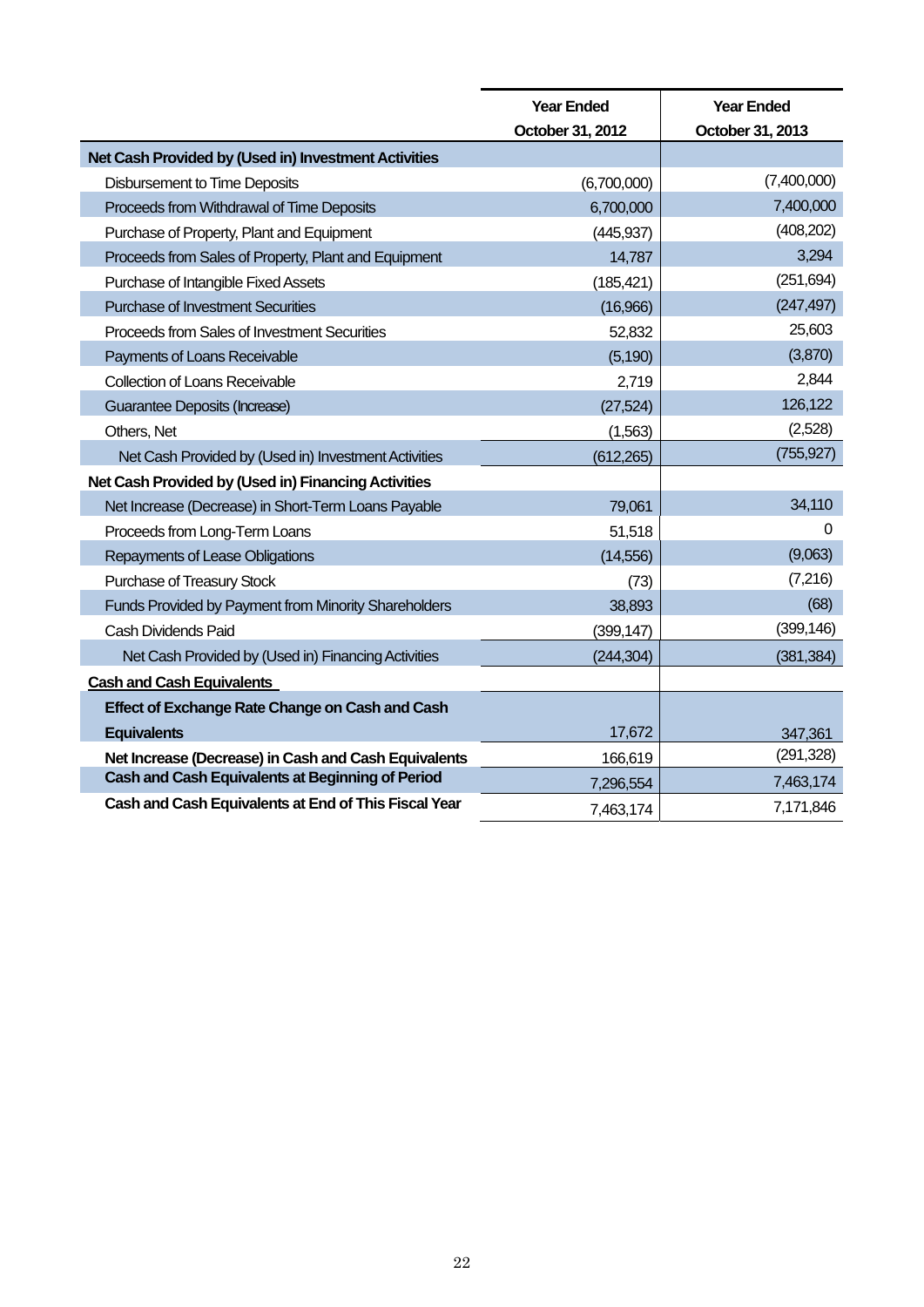| | Year Ended October 31, 2012 | Year Ended October 31, 2013 |
|---|---|---|
| **Net Cash Provided by (Used in) Investment Activities** | | |
| Disbursement to Time Deposits | (6,700,000) | (7,400,000) |
| Proceeds from Withdrawal of Time Deposits | 6,700,000 | 7,400,000 |
| Purchase of Property, Plant and Equipment | (445,937) | (408,202) |
| Proceeds from Sales of Property, Plant and Equipment | 14,787 | 3,294 |
| Purchase of Intangible Fixed Assets | (185,421) | (251,694) |
| Purchase of Investment Securities | (16,966) | (247,497) |
| Proceeds from Sales of Investment Securities | 52,832 | 25,603 |
| Payments of Loans Receivable | (5,190) | (3,870) |
| Collection of Loans Receivable | 2,719 | 2,844 |
| Guarantee Deposits (Increase) | (27,524) | 126,122 |
| Others, Net | (1,563) | (2,528) |
| Net Cash Provided by (Used in) Investment Activities | (612,265) | (755,927) |
| **Net Cash Provided by (Used in) Financing Activities** | | |
| Net Increase (Decrease) in Short-Term Loans Payable | 79,061 | 34,110 |
| Proceeds from Long-Term Loans | 51,518 | 0 |
| Repayments of Lease Obligations | (14,556) | (9,063) |
| Purchase of Treasury Stock | (73) | (7,216) |
| Funds Provided by Payment from Minority Shareholders | 38,893 | (68) |
| Cash Dividends Paid | (399,147) | (399,146) |
| Net Cash Provided by (Used in) Financing Activities | (244,304) | (381,384) |
| **Cash and Cash Equivalents** | | |
| **Effect of Exchange Rate Change on Cash and Cash Equivalents** | 17,672 | 347,361 |
| **Net Increase (Decrease) in Cash and Cash Equivalents** | 166,619 | (291,328) |
| **Cash and Cash Equivalents at Beginning of Period** | 7,296,554 | 7,463,174 |
| **Cash and Cash Equivalents at End of This Fiscal Year** | 7,463,174 | 7,171,846 |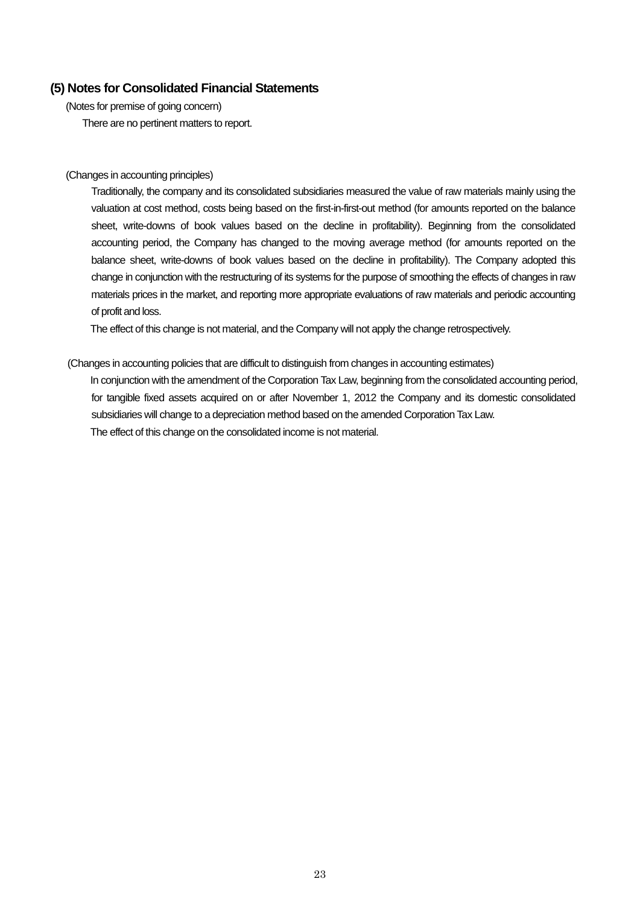## (5) Notes for Consolidated Financial Statements

(Notes for premise of going concern)

There are no pertinent matters to report.

(Changes in accounting principles)

Traditionally, the company and its consolidated subsidiaries measured the value of raw materials mainly using the valuation at cost method, costs being based on the first-in-first-out method (for amounts reported on the balance sheet, write-downs of book values based on the decline in profitability). Beginning from the consolidated accounting period, the Company has changed to the moving average method (for amounts reported on the balance sheet, write-downs of book values based on the decline in profitability). The Company adopted this change in conjunction with the restructuring of its systems for the purpose of smoothing the effects of changes in raw materials prices in the market, and reporting more appropriate evaluations of raw materials and periodic accounting of profit and loss.

The effect of this change is not material, and the Company will not apply the change retrospectively.

(Changes in accounting policies that are difficult to distinguish from changes in accounting estimates)

In conjunction with the amendment of the Corporation Tax Law, beginning from the consolidated accounting period, for tangible fixed assets acquired on or after November 1, 2012 the Company and its domestic consolidated subsidiaries will change to a depreciation method based on the amended Corporation Tax Law.

The effect of this change on the consolidated income is not material.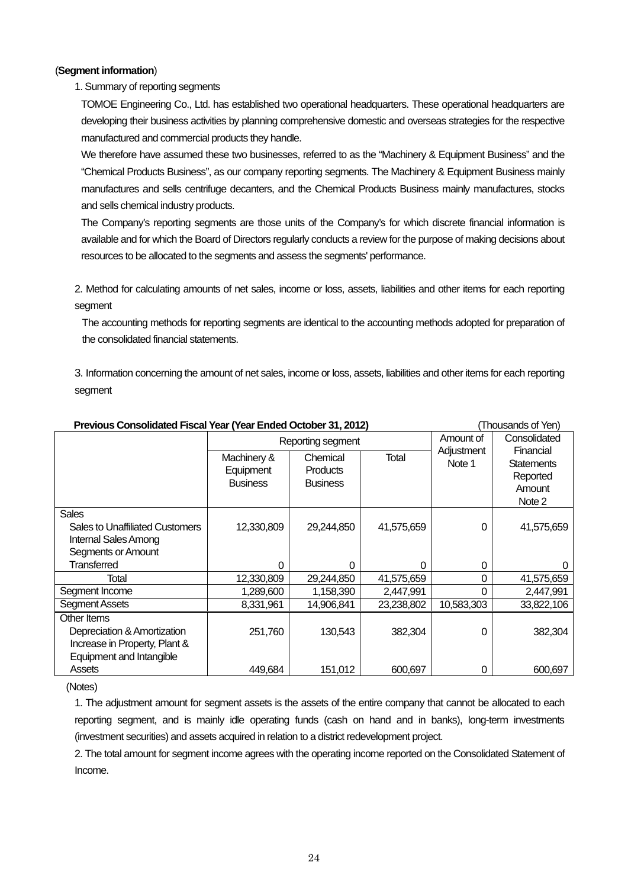(**Segment information**)

1. Summary of reporting segments

TOMOE Engineering Co., Ltd. has established two operational headquarters. These operational headquarters are developing their business activities by planning comprehensive domestic and overseas strategies for the respective manufactured and commercial products they handle.

We therefore have assumed these two businesses, referred to as the "Machinery & Equipment Business" and the "Chemical Products Business", as our company reporting segments. The Machinery & Equipment Business mainly manufactures and sells centrifuge decanters, and the Chemical Products Business mainly manufactures, stocks and sells chemical industry products.

The Company's reporting segments are those units of the Company's for which discrete financial information is available and for which the Board of Directors regularly conducts a review for the purpose of making decisions about resources to be allocated to the segments and assess the segments' performance.

2. Method for calculating amounts of net sales, income or loss, assets, liabilities and other items for each reporting segment

The accounting methods for reporting segments are identical to the accounting methods adopted for preparation of the consolidated financial statements.

3. Information concerning the amount of net sales, income or loss, assets, liabilities and other items for each reporting segment

**Previous Consolidated Fiscal Year (Year Ended October 31, 2012)** (Thousands of Yen)

| | Reporting segment | | | Amount of Adjustment Note 1 | Consolidated Financial Statements Reported Amount Note 2 |
|---|---|---|---|---|---|
| | Machinery & Equipment Business | Chemical Products Business | Total | | |
| Sales | | | | | |
| Sales to Unaffiliated Customers | 12,330,809 | 29,244,850 | 41,575,659 | 0 | 41,575,659 |
| Internal Sales Among Segments or Amount Transferred | 0 | 0 | 0 | 0 | 0 |
| Total | 12,330,809 | 29,244,850 | 41,575,659 | 0 | 41,575,659 |
| Segment Income | 1,289,600 | 1,158,390 | 2,447,991 | 0 | 2,447,991 |
| Segment Assets | 8,331,961 | 14,906,841 | 23,238,802 | 10,583,303 | 33,822,106 |
| Other Items | | | | | |
| Depreciation & Amortization | 251,760 | 130,543 | 382,304 | 0 | 382,304 |
| Increase in Property, Plant & Equipment and Intangible Assets | 449,684 | 151,012 | 600,697 | 0 | 600,697 |

(Notes)

1. The adjustment amount for segment assets is the assets of the entire company that cannot be allocated to each reporting segment, and is mainly idle operating funds (cash on hand and in banks), long-term investments (investment securities) and assets acquired in relation to a district redevelopment project.

2. The total amount for segment income agrees with the operating income reported on the Consolidated Statement of Income.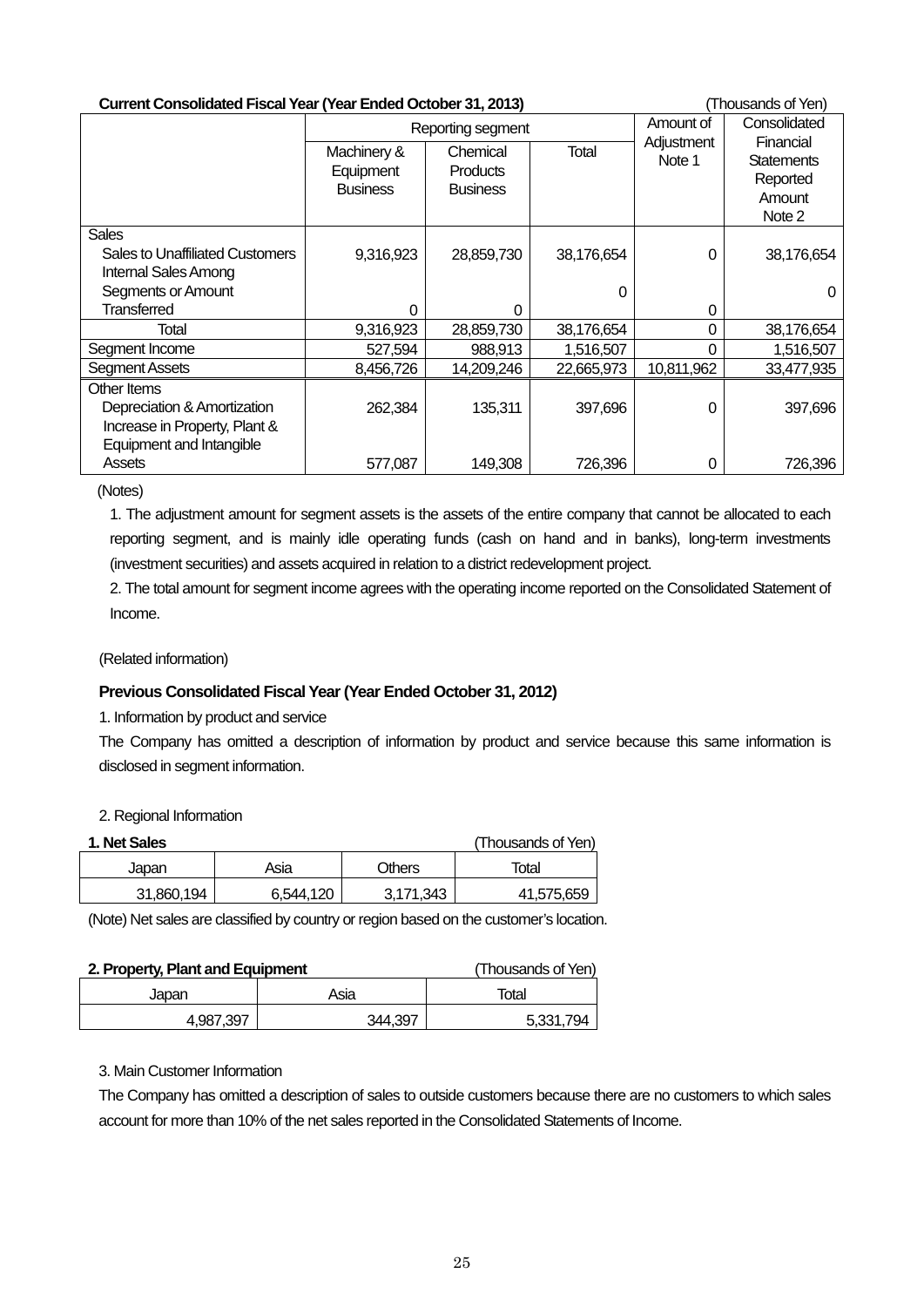**Current Consolidated Fiscal Year (Year Ended October 31, 2013)** (Thousands of Yen)

| | Reporting segment | | | Amount of Adjustment Note 1 | Consolidated Financial Statements Reported Amount Note 2 |
|---|---|---|---|---|---|
| | Machinery & Equipment Business | Chemical Products Business | Total | | |
| Sales | | | | | |
| Sales to Unaffiliated Customers | 9,316,923 | 28,859,730 | 38,176,654 | 0 | 38,176,654 |
| Internal Sales Among Segments or Amount Transferred | 0 | 0 | 0 | 0 | 0 |
| Total | 9,316,923 | 28,859,730 | 38,176,654 | 0 | 38,176,654 |
| Segment Income | 527,594 | 988,913 | 1,516,507 | 0 | 1,516,507 |
| Segment Assets | 8,456,726 | 14,209,246 | 22,665,973 | 10,811,962 | 33,477,935 |
| Other Items | | | | | |
| Depreciation & Amortization | 262,384 | 135,311 | 397,696 | 0 | 397,696 |
| Increase in Property, Plant & Equipment and Intangible Assets | 577,087 | 149,308 | 726,396 | 0 | 726,396 |

(Notes)

1. The adjustment amount for segment assets is the assets of the entire company that cannot be allocated to each reporting segment, and is mainly idle operating funds (cash on hand and in banks), long-term investments (investment securities) and assets acquired in relation to a district redevelopment project.
2. The total amount for segment income agrees with the operating income reported on the Consolidated Statement of Income.

(Related information)

**Previous Consolidated Fiscal Year (Year Ended October 31, 2012)**

1. Information by product and service

The Company has omitted a description of information by product and service because this same information is disclosed in segment information.

2. Regional Information

**1. Net Sales** (Thousands of Yen)

| Japan | Asia | Others | Total |
|---|---|---|---|
| 31,860,194 | 6,544,120 | 3,171,343 | 41,575,659 |

(Note) Net sales are classified by country or region based on the customer's location.

**2. Property, Plant and Equipment** (Thousands of Yen)

| Japan | Asia | Total |
|---|---|---|
| 4,987,397 | 344,397 | 5,331,794 |

3. Main Customer Information

The Company has omitted a description of sales to outside customers because there are no customers to which sales account for more than 10% of the net sales reported in the Consolidated Statements of Income.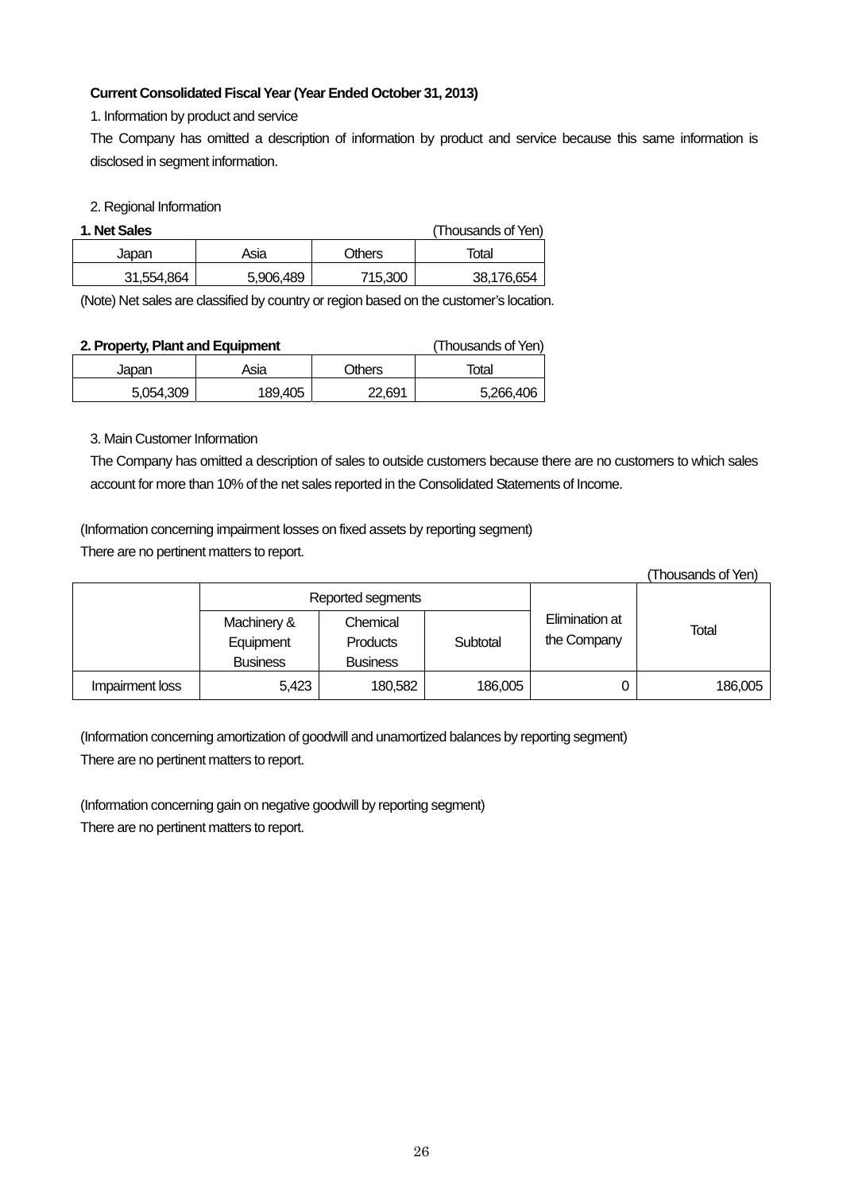**Current Consolidated Fiscal Year (Year Ended October 31, 2013)**

1. Information by product and service

The Company has omitted a description of information by product and service because this same information is disclosed in segment information.

2. Regional Information

**1. Net Sales** (Thousands of Yen)

| Japan | Asia | Others | Total |
|---|---|---|---|
| 31,554,864 | 5,906,489 | 715,300 | 38,176,654 |

(Note) Net sales are classified by country or region based on the customer's location.

**2. Property, Plant and Equipment** (Thousands of Yen)

| Japan | Asia | Others | Total |
|---|---|---|---|
| 5,054,309 | 189,405 | 22,691 | 5,266,406 |

3. Main Customer Information

The Company has omitted a description of sales to outside customers because there are no customers to which sales account for more than 10% of the net sales reported in the Consolidated Statements of Income.

(Information concerning impairment losses on fixed assets by reporting segment)

There are no pertinent matters to report.

(Thousands of Yen)

| | Reported segments | | | Elimination at the Company | Total |
|---|---|---|---|---|---|
| | Machinery & Equipment Business | Chemical Products Business | Subtotal | | |
| Impairment loss | 5,423 | 180,582 | 186,005 | 0 | 186,005 |

(Information concerning amortization of goodwill and unamortized balances by reporting segment)

There are no pertinent matters to report.

(Information concerning gain on negative goodwill by reporting segment)

There are no pertinent matters to report.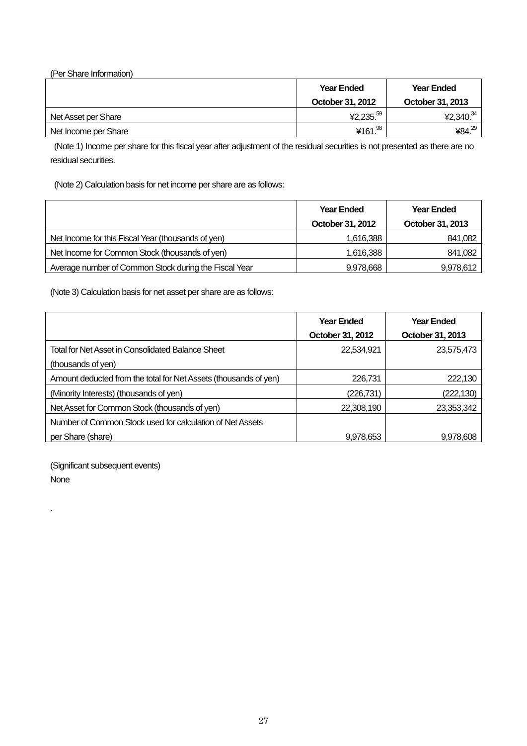(Per Share Information)

| | Year Ended October 31, 2012 | Year Ended October 31, 2013 |
|---|---|---|
| Net Asset per Share | ¥2,235.59 | ¥2,340.34 |
| Net Income per Share | ¥161.98 | ¥84.29 |

(Note 1) Income per share for this fiscal year after adjustment of the residual securities is not presented as there are no residual securities.

(Note 2) Calculation basis for net income per share are as follows:

| | Year Ended October 31, 2012 | Year Ended October 31, 2013 |
|---|---|---|
| Net Income for this Fiscal Year (thousands of yen) | 1,616,388 | 841,082 |
| Net Income for Common Stock (thousands of yen) | 1,616,388 | 841,082 |
| Average number of Common Stock during the Fiscal Year | 9,978,668 | 9,978,612 |

(Note 3) Calculation basis for net asset per share are as follows:

| | Year Ended October 31, 2012 | Year Ended October 31, 2013 |
|---|---|---|
| Total for Net Asset in Consolidated Balance Sheet (thousands of yen) | 22,534,921 | 23,575,473 |
| Amount deducted from the total for Net Assets (thousands of yen) | 226,731 | 222,130 |
| (Minority Interests) (thousands of yen) | (226,731) | (222,130) |
| Net Asset for Common Stock (thousands of yen) | 22,308,190 | 23,353,342 |
| Number of Common Stock used for calculation of Net Assets per Share (share) | 9,978,653 | 9,978,608 |

(Significant subsequent events)

None

.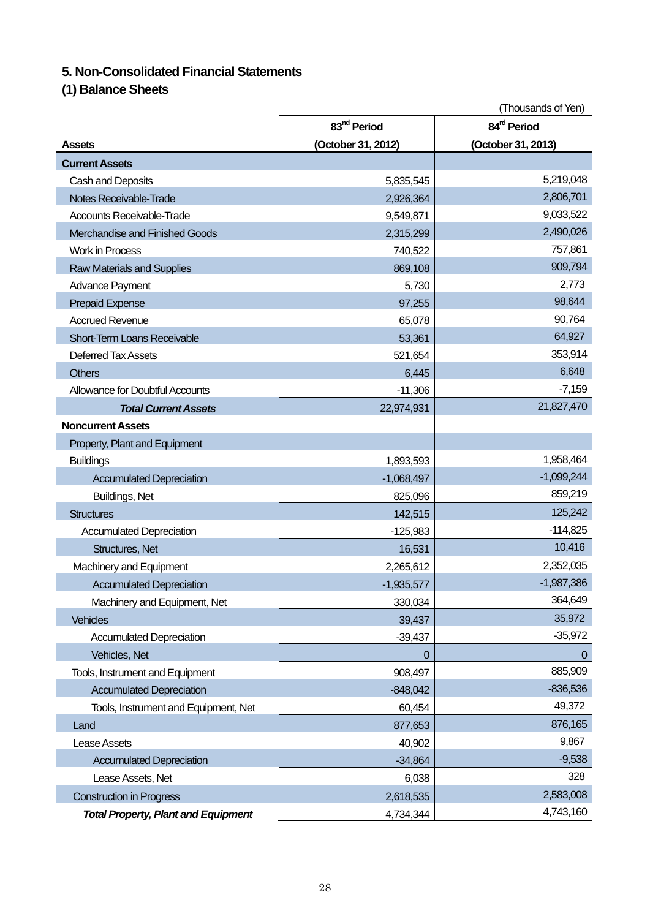## 5. Non-Consolidated Financial Statements

### (1) Balance Sheets

(Thousands of Yen)

| Assets | 83[nd] Period (October 31, 2012) | 84[rd] Period (October 31, 2013) |
|---|---|---|
| **Current Assets** | | |
| Cash and Deposits | 5,835,545 | 5,219,048 |
| Notes Receivable-Trade | 2,926,364 | 2,806,701 |
| Accounts Receivable-Trade | 9,549,871 | 9,033,522 |
| Merchandise and Finished Goods | 2,315,299 | 2,490,026 |
| Work in Process | 740,522 | 757,861 |
| Raw Materials and Supplies | 869,108 | 909,794 |
| Advance Payment | 5,730 | 2,773 |
| Prepaid Expense | 97,255 | 98,644 |
| Accrued Revenue | 65,078 | 90,764 |
| Short-Term Loans Receivable | 53,361 | 64,927 |
| Deferred Tax Assets | 521,654 | 353,914 |
| Others | 6,445 | 6,648 |
| Allowance for Doubtful Accounts | -11,306 | -7,159 |
| ***Total Current Assets*** | 22,974,931 | 21,827,470 |
| **Noncurrent Assets** | | |
| Property, Plant and Equipment | | |
| Buildings | 1,893,593 | 1,958,464 |
| Accumulated Depreciation | -1,068,497 | -1,099,244 |
| Buildings, Net | 825,096 | 859,219 |
| Structures | 142,515 | 125,242 |
| Accumulated Depreciation | -125,983 | -114,825 |
| Structures, Net | 16,531 | 10,416 |
| Machinery and Equipment | 2,265,612 | 2,352,035 |
| Accumulated Depreciation | -1,935,577 | -1,987,386 |
| Machinery and Equipment, Net | 330,034 | 364,649 |
| Vehicles | 39,437 | 35,972 |
| Accumulated Depreciation | -39,437 | -35,972 |
| Vehicles, Net | 0 | 0 |
| Tools, Instrument and Equipment | 908,497 | 885,909 |
| Accumulated Depreciation | -848,042 | -836,536 |
| Tools, Instrument and Equipment, Net | 60,454 | 49,372 |
| Land | 877,653 | 876,165 |
| Lease Assets | 40,902 | 9,867 |
| Accumulated Depreciation | -34,864 | -9,538 |
| Lease Assets, Net | 6,038 | 328 |
| Construction in Progress | 2,618,535 | 2,583,008 |
| ***Total Property, Plant and Equipment*** | 4,734,344 | 4,743,160 |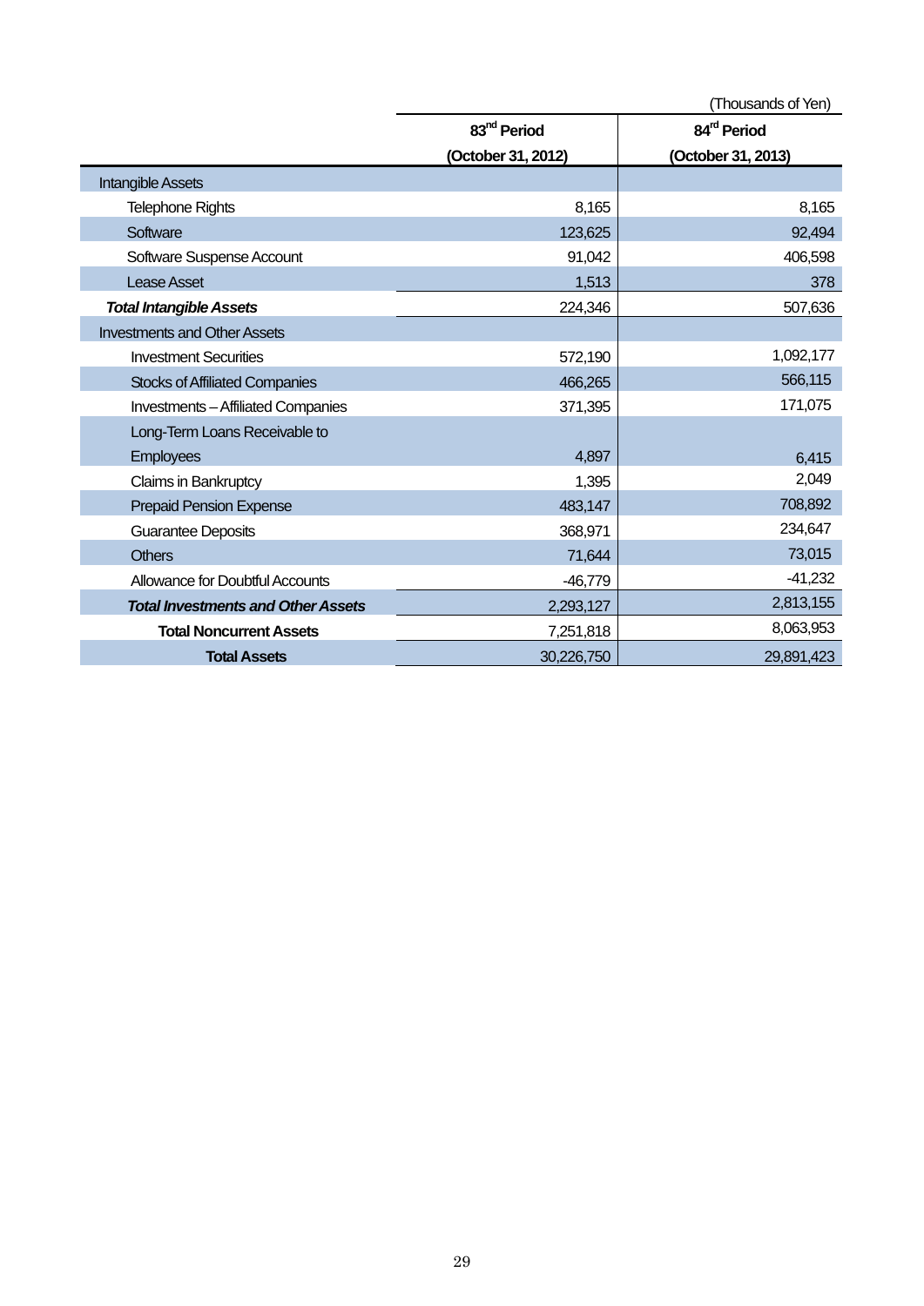(Thousands of Yen)

| | 83rd Period (October 31, 2012) | 84rd Period (October 31, 2013) |
|---|---|---|
| Intangible Assets | | |
| Telephone Rights | 8,165 | 8,165 |
| Software | 123,625 | 92,494 |
| Software Suspense Account | 91,042 | 406,598 |
| Lease Asset | 1,513 | 378 |
| ***Total Intangible Assets*** | 224,346 | 507,636 |
| Investments and Other Assets | | |
| Investment Securities | 572,190 | 1,092,177 |
| Stocks of Affiliated Companies | 466,265 | 566,115 |
| Investments – Affiliated Companies | 371,395 | 171,075 |
| Long-Term Loans Receivable to Employees | 4,897 | 6,415 |
| Claims in Bankruptcy | 1,395 | 2,049 |
| Prepaid Pension Expense | 483,147 | 708,892 |
| Guarantee Deposits | 368,971 | 234,647 |
| Others | 71,644 | 73,015 |
| Allowance for Doubtful Accounts | -46,779 | -41,232 |
| ***Total Investments and Other Assets*** | 2,293,127 | 2,813,155 |
| **Total Noncurrent Assets** | 7,251,818 | 8,063,953 |
| **Total Assets** | 30,226,750 | 29,891,423 |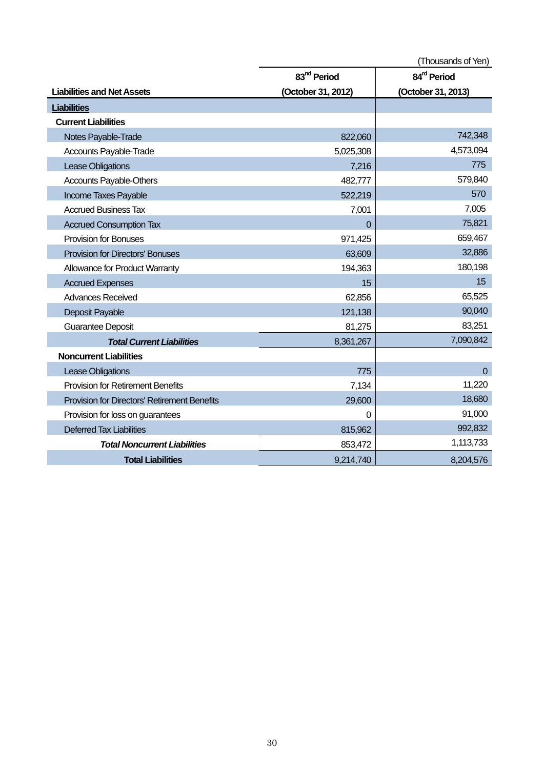(Thousands of Yen)

| Liabilities and Net Assets | 83rd Period (October 31, 2012) | 84th Period (October 31, 2013) |
|---|---|---|
| **Liabilities** | | |
| **Current Liabilities** | | |
| Notes Payable-Trade | 822,060 | 742,348 |
| Accounts Payable-Trade | 5,025,308 | 4,573,094 |
| Lease Obligations | 7,216 | 775 |
| Accounts Payable-Others | 482,777 | 579,840 |
| Income Taxes Payable | 522,219 | 570 |
| Accrued Business Tax | 7,001 | 7,005 |
| Accrued Consumption Tax | 0 | 75,821 |
| Provision for Bonuses | 971,425 | 659,467 |
| Provision for Directors' Bonuses | 63,609 | 32,886 |
| Allowance for Product Warranty | 194,363 | 180,198 |
| Accrued Expenses | 15 | 15 |
| Advances Received | 62,856 | 65,525 |
| Deposit Payable | 121,138 | 90,040 |
| Guarantee Deposit | 81,275 | 83,251 |
| ***Total Current Liabilities*** | 8,361,267 | 7,090,842 |
| **Noncurrent Liabilities** | | |
| Lease Obligations | 775 | 0 |
| Provision for Retirement Benefits | 7,134 | 11,220 |
| Provision for Directors' Retirement Benefits | 29,600 | 18,680 |
| Provision for loss on guarantees | 0 | 91,000 |
| Deferred Tax Liabilities | 815,962 | 992,832 |
| ***Total Noncurrent Liabilities*** | 853,472 | 1,113,733 |
| **Total Liabilities** | 9,214,740 | 8,204,576 |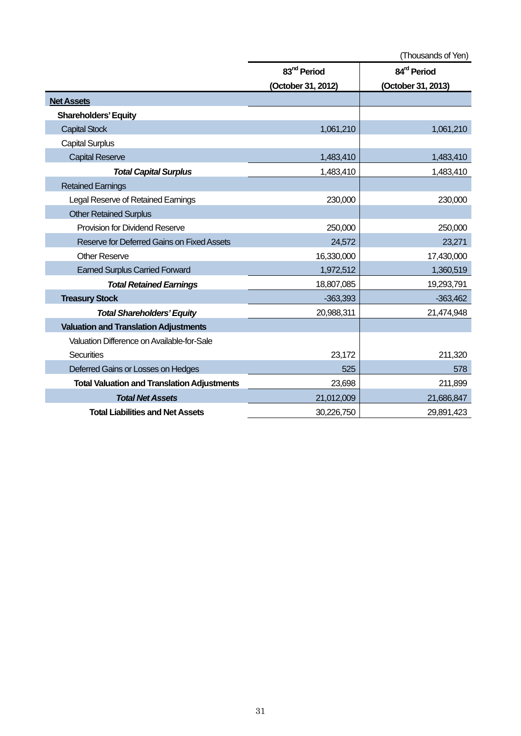(Thousands of Yen)

| | 83rd Period (October 31, 2012) | 84rd Period (October 31, 2013) |
|---|---|---|
| **Net Assets** | | |
| **Shareholders' Equity** | | |
| Capital Stock | 1,061,210 | 1,061,210 |
| Capital Surplus | | |
| Capital Reserve | 1,483,410 | 1,483,410 |
| ***Total Capital Surplus*** | 1,483,410 | 1,483,410 |
| Retained Earnings | | |
| Legal Reserve of Retained Earnings | 230,000 | 230,000 |
| Other Retained Surplus | | |
| Provision for Dividend Reserve | 250,000 | 250,000 |
| Reserve for Deferred Gains on Fixed Assets | 24,572 | 23,271 |
| Other Reserve | 16,330,000 | 17,430,000 |
| Earned Surplus Carried Forward | 1,972,512 | 1,360,519 |
| ***Total Retained Earnings*** | 18,807,085 | 19,293,791 |
| **Treasury Stock** | -363,393 | -363,462 |
| ***Total Shareholders' Equity*** | 20,988,311 | 21,474,948 |
| **Valuation and Translation Adjustments** | | |
| Valuation Difference on Available-for-Sale Securities | 23,172 | 211,320 |
| Deferred Gains or Losses on Hedges | 525 | 578 |
| **Total Valuation and Translation Adjustments** | 23,698 | 211,899 |
| ***Total Net Assets*** | 21,012,009 | 21,686,847 |
| **Total Liabilities and Net Assets** | 30,226,750 | 29,891,423 |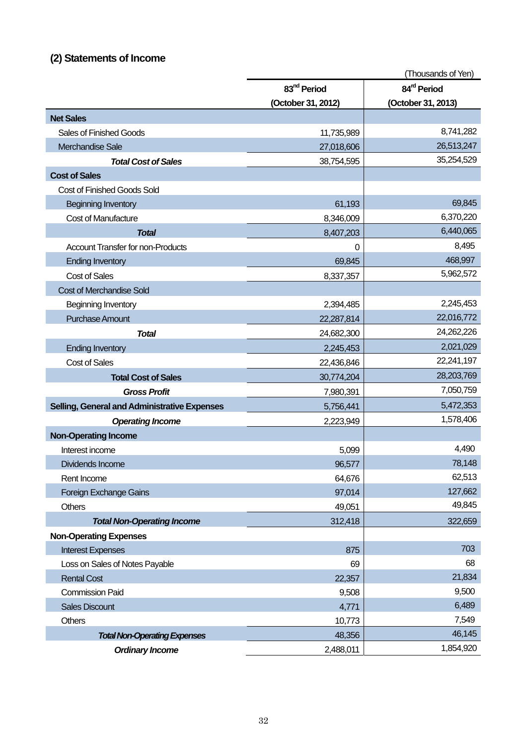## (2) Statements of Income

(Thousands of Yen)

| | 83rd Period (October 31, 2012) | 84rd Period (October 31, 2013) |
|---|---|---|
| **Net Sales** | | |
| Sales of Finished Goods | 11,735,989 | 8,741,282 |
| Merchandise Sale | 27,018,606 | 26,513,247 |
| ***Total Cost of Sales*** | 38,754,595 | 35,254,529 |
| **Cost of Sales** | | |
| Cost of Finished Goods Sold | | |
| Beginning Inventory | 61,193 | 69,845 |
| Cost of Manufacture | 8,346,009 | 6,370,220 |
| ***Total*** | 8,407,203 | 6,440,065 |
| Account Transfer for non-Products | 0 | 8,495 |
| Ending Inventory | 69,845 | 468,997 |
| Cost of Sales | 8,337,357 | 5,962,572 |
| Cost of Merchandise Sold | | |
| Beginning Inventory | 2,394,485 | 2,245,453 |
| Purchase Amount | 22,287,814 | 22,016,772 |
| ***Total*** | 24,682,300 | 24,262,226 |
| Ending Inventory | 2,245,453 | 2,021,029 |
| Cost of Sales | 22,436,846 | 22,241,197 |
| **Total Cost of Sales** | 30,774,204 | 28,203,769 |
| ***Gross Profit*** | 7,980,391 | 7,050,759 |
| **Selling, General and Administrative Expenses** | 5,756,441 | 5,472,353 |
| ***Operating Income*** | 2,223,949 | 1,578,406 |
| **Non-Operating Income** | | |
| Interest income | 5,099 | 4,490 |
| Dividends Income | 96,577 | 78,148 |
| Rent Income | 64,676 | 62,513 |
| Foreign Exchange Gains | 97,014 | 127,662 |
| Others | 49,051 | 49,845 |
| ***Total Non-Operating Income*** | 312,418 | 322,659 |
| **Non-Operating Expenses** | | |
| Interest Expenses | 875 | 703 |
| Loss on Sales of Notes Payable | 69 | 68 |
| Rental Cost | 22,357 | 21,834 |
| Commission Paid | 9,508 | 9,500 |
| Sales Discount | 4,771 | 6,489 |
| Others | 10,773 | 7,549 |
| ***Total Non-Operating Expenses*** | 48,356 | 46,145 |
| ***Ordinary Income*** | 2,488,011 | 1,854,920 |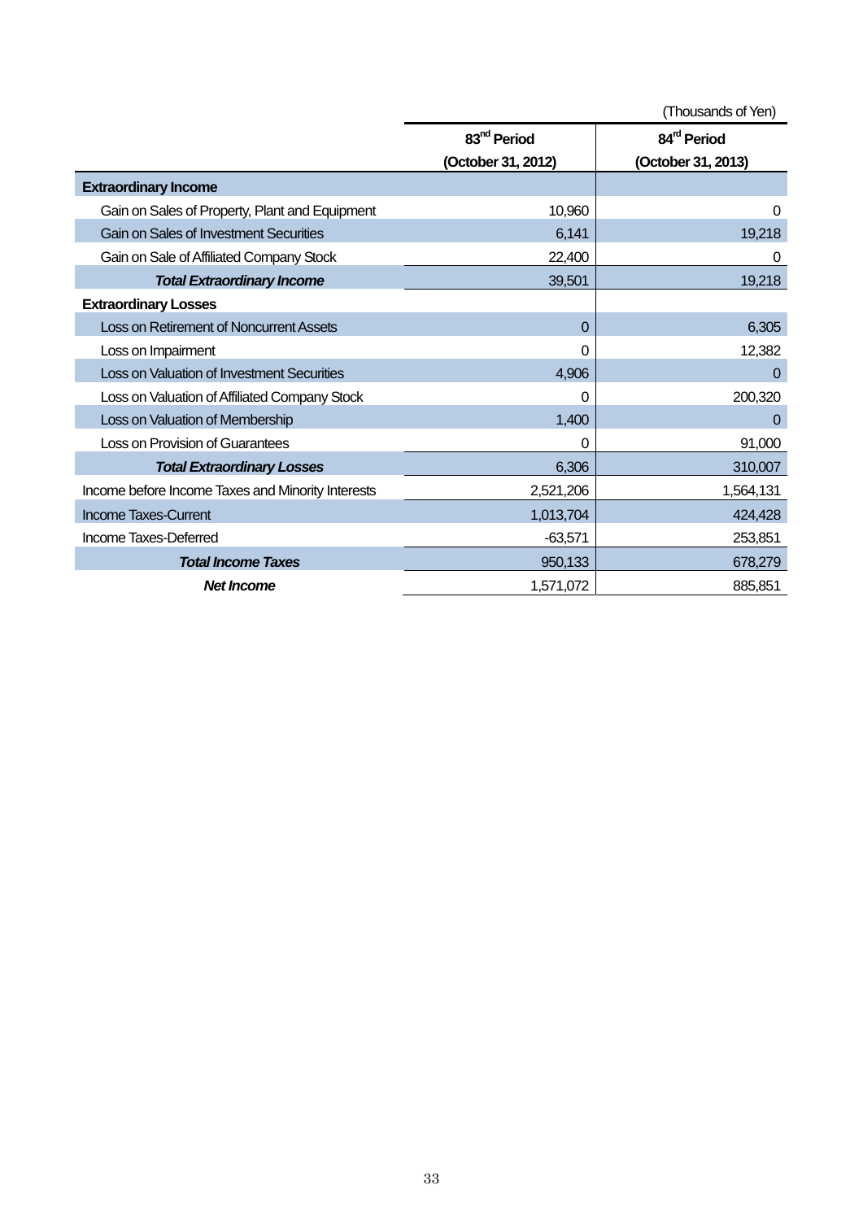(Thousands of Yen)

| | 83rd Period (October 31, 2012) | 84rd Period (October 31, 2013) |
|---|---|---|
| **Extraordinary Income** | | |
| Gain on Sales of Property, Plant and Equipment | 10,960 | 0 |
| Gain on Sales of Investment Securities | 6,141 | 19,218 |
| Gain on Sale of Affiliated Company Stock | 22,400 | 0 |
| ***Total Extraordinary Income*** | 39,501 | 19,218 |
| **Extraordinary Losses** | | |
| Loss on Retirement of Noncurrent Assets | 0 | 6,305 |
| Loss on Impairment | 0 | 12,382 |
| Loss on Valuation of Investment Securities | 4,906 | 0 |
| Loss on Valuation of Affiliated Company Stock | 0 | 200,320 |
| Loss on Valuation of Membership | 1,400 | 0 |
| Loss on Provision of Guarantees | 0 | 91,000 |
| ***Total Extraordinary Losses*** | 6,306 | 310,007 |
| Income before Income Taxes and Minority Interests | 2,521,206 | 1,564,131 |
| Income Taxes-Current | 1,013,704 | 424,428 |
| Income Taxes-Deferred | -63,571 | 253,851 |
| ***Total Income Taxes*** | 950,133 | 678,279 |
| ***Net Income*** | 1,571,072 | 885,851 |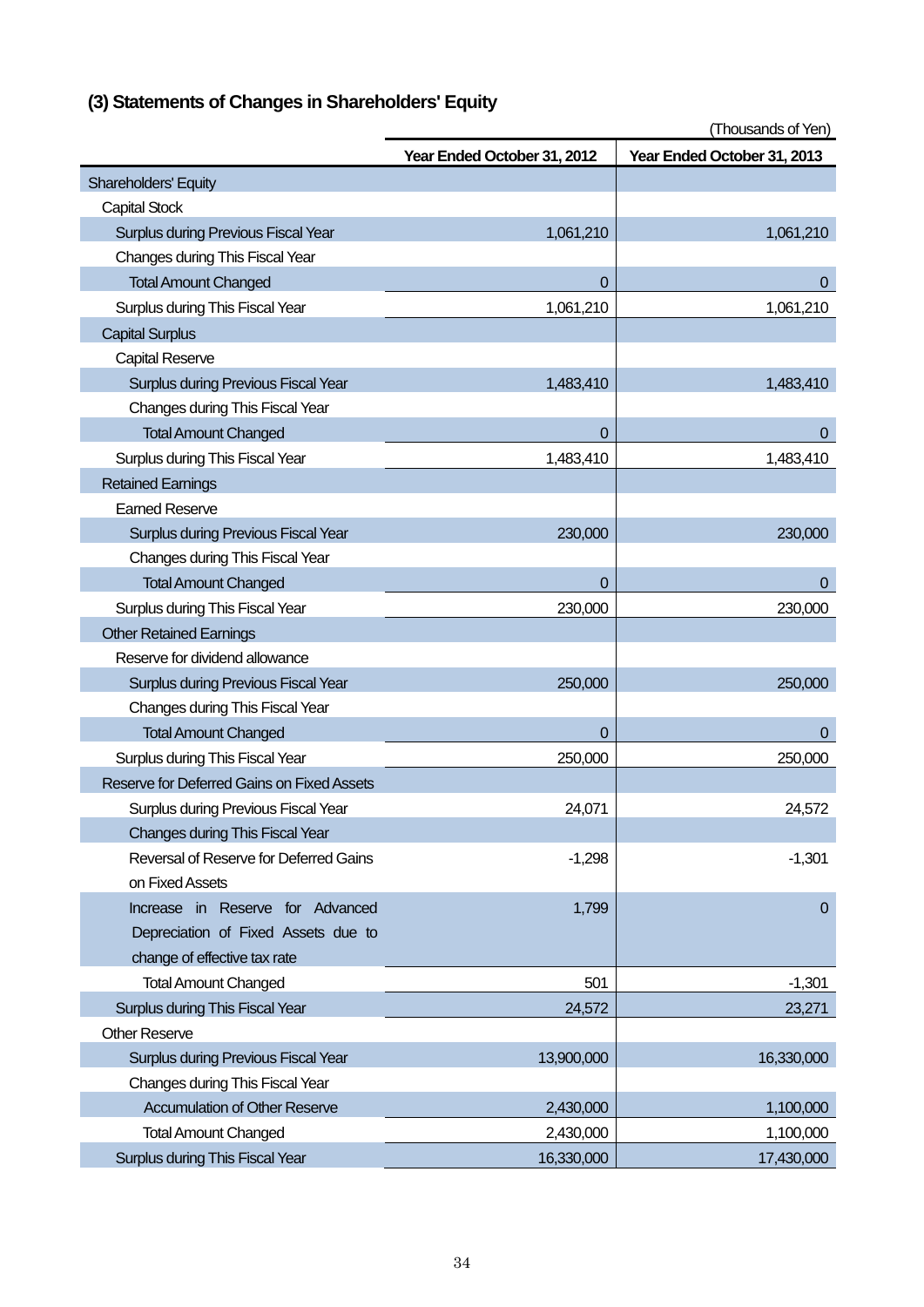## (3) Statements of Changes in Shareholders' Equity

(Thousands of Yen)

| | Year Ended October 31, 2012 | Year Ended October 31, 2013 |
|---|---|---|
| Shareholders' Equity | | |
| Capital Stock | | |
| Surplus during Previous Fiscal Year | 1,061,210 | 1,061,210 |
| Changes during This Fiscal Year | | |
| Total Amount Changed | 0 | 0 |
| Surplus during This Fiscal Year | 1,061,210 | 1,061,210 |
| Capital Surplus | | |
| Capital Reserve | | |
| Surplus during Previous Fiscal Year | 1,483,410 | 1,483,410 |
| Changes during This Fiscal Year | | |
| Total Amount Changed | 0 | 0 |
| Surplus during This Fiscal Year | 1,483,410 | 1,483,410 |
| Retained Earnings | | |
| Earned Reserve | | |
| Surplus during Previous Fiscal Year | 230,000 | 230,000 |
| Changes during This Fiscal Year | | |
| Total Amount Changed | 0 | 0 |
| Surplus during This Fiscal Year | 230,000 | 230,000 |
| Other Retained Earnings | | |
| Reserve for dividend allowance | | |
| Surplus during Previous Fiscal Year | 250,000 | 250,000 |
| Changes during This Fiscal Year | | |
| Total Amount Changed | 0 | 0 |
| Surplus during This Fiscal Year | 250,000 | 250,000 |
| Reserve for Deferred Gains on Fixed Assets | | |
| Surplus during Previous Fiscal Year | 24,071 | 24,572 |
| Changes during This Fiscal Year | | |
| Reversal of Reserve for Deferred Gains on Fixed Assets | -1,298 | -1,301 |
| Increase in Reserve for Advanced Depreciation of Fixed Assets due to change of effective tax rate | 1,799 | 0 |
| Total Amount Changed | 501 | -1,301 |
| Surplus during This Fiscal Year | 24,572 | 23,271 |
| Other Reserve | | |
| Surplus during Previous Fiscal Year | 13,900,000 | 16,330,000 |
| Changes during This Fiscal Year | | |
| Accumulation of Other Reserve | 2,430,000 | 1,100,000 |
| Total Amount Changed | 2,430,000 | 1,100,000 |
| Surplus during This Fiscal Year | 16,330,000 | 17,430,000 |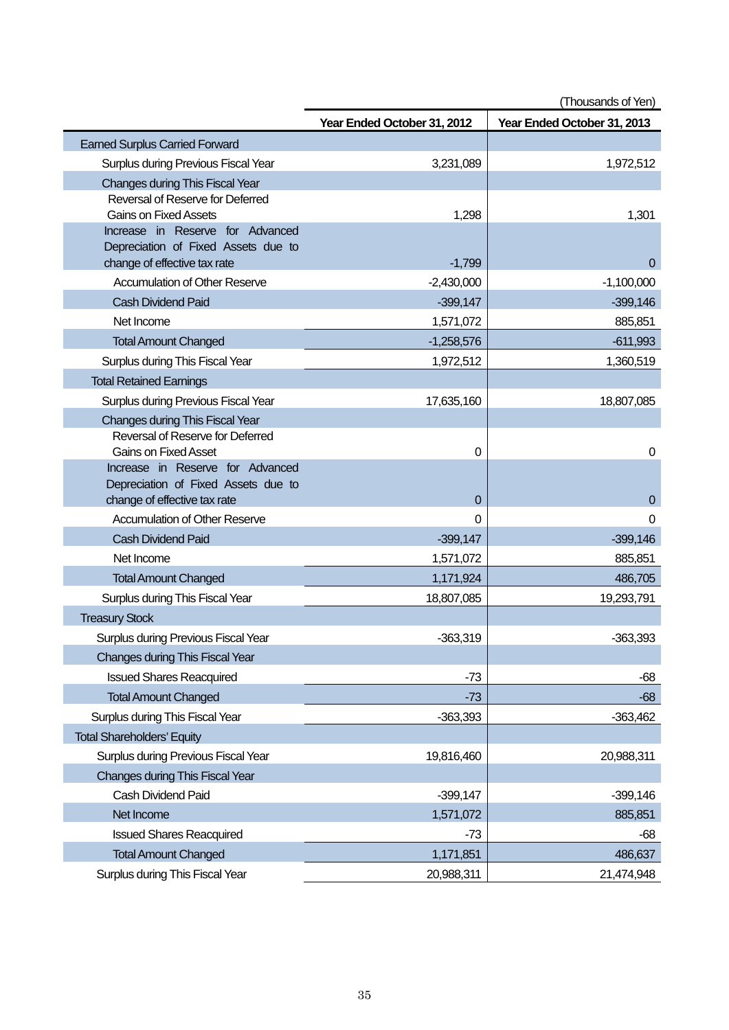(Thousands of Yen)

| | Year Ended October 31, 2012 | Year Ended October 31, 2013 |
|---|---|---|
| Earned Surplus Carried Forward | | |
| Surplus during Previous Fiscal Year | 3,231,089 | 1,972,512 |
| Changes during This Fiscal Year | | |
| Reversal of Reserve for Deferred Gains on Fixed Assets | 1,298 | 1,301 |
| Increase in Reserve for Advanced Depreciation of Fixed Assets due to change of effective tax rate | -1,799 | 0 |
| Accumulation of Other Reserve | -2,430,000 | -1,100,000 |
| Cash Dividend Paid | -399,147 | -399,146 |
| Net Income | 1,571,072 | 885,851 |
| Total Amount Changed | -1,258,576 | -611,993 |
| Surplus during This Fiscal Year | 1,972,512 | 1,360,519 |
| Total Retained Earnings | | |
| Surplus during Previous Fiscal Year | 17,635,160 | 18,807,085 |
| Changes during This Fiscal Year | | |
| Reversal of Reserve for Deferred Gains on Fixed Asset | 0 | 0 |
| Increase in Reserve for Advanced Depreciation of Fixed Assets due to change of effective tax rate | 0 | 0 |
| Accumulation of Other Reserve | 0 | 0 |
| Cash Dividend Paid | -399,147 | -399,146 |
| Net Income | 1,571,072 | 885,851 |
| Total Amount Changed | 1,171,924 | 486,705 |
| Surplus during This Fiscal Year | 18,807,085 | 19,293,791 |
| Treasury Stock | | |
| Surplus during Previous Fiscal Year | -363,319 | -363,393 |
| Changes during This Fiscal Year | | |
| Issued Shares Reacquired | -73 | -68 |
| Total Amount Changed | -73 | -68 |
| Surplus during This Fiscal Year | -363,393 | -363,462 |
| Total Shareholders' Equity | | |
| Surplus during Previous Fiscal Year | 19,816,460 | 20,988,311 |
| Changes during This Fiscal Year | | |
| Cash Dividend Paid | -399,147 | -399,146 |
| Net Income | 1,571,072 | 885,851 |
| Issued Shares Reacquired | -73 | -68 |
| Total Amount Changed | 1,171,851 | 486,637 |
| Surplus during This Fiscal Year | 20,988,311 | 21,474,948 |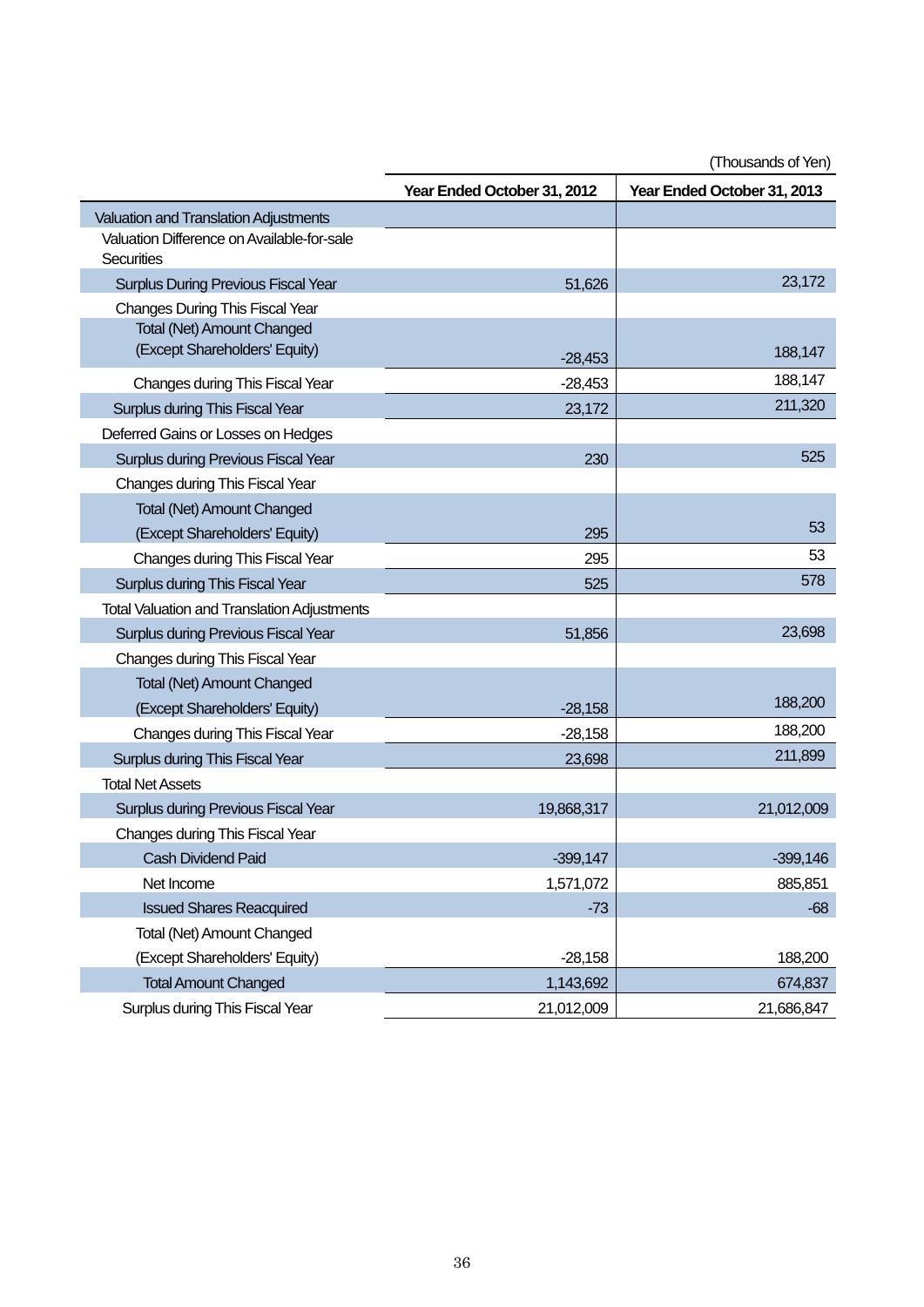(Thousands of Yen)

| | Year Ended October 31, 2012 | Year Ended October 31, 2013 |
|---|---|---|
| Valuation and Translation Adjustments | | |
| Valuation Difference on Available-for-sale Securities | | |
| Surplus During Previous Fiscal Year | 51,626 | 23,172 |
| Changes During This Fiscal Year | | |
| Total (Net) Amount Changed (Except Shareholders' Equity) | -28,453 | 188,147 |
| Changes during This Fiscal Year | -28,453 | 188,147 |
| Surplus during This Fiscal Year | 23,172 | 211,320 |
| Deferred Gains or Losses on Hedges | | |
| Surplus during Previous Fiscal Year | 230 | 525 |
| Changes during This Fiscal Year | | |
| Total (Net) Amount Changed (Except Shareholders' Equity) | 295 | 53 |
| Changes during This Fiscal Year | 295 | 53 |
| Surplus during This Fiscal Year | 525 | 578 |
| Total Valuation and Translation Adjustments | | |
| Surplus during Previous Fiscal Year | 51,856 | 23,698 |
| Changes during This Fiscal Year | | |
| Total (Net) Amount Changed (Except Shareholders' Equity) | -28,158 | 188,200 |
| Changes during This Fiscal Year | -28,158 | 188,200 |
| Surplus during This Fiscal Year | 23,698 | 211,899 |
| Total Net Assets | | |
| Surplus during Previous Fiscal Year | 19,868,317 | 21,012,009 |
| Changes during This Fiscal Year | | |
| Cash Dividend Paid | -399,147 | -399,146 |
| Net Income | 1,571,072 | 885,851 |
| Issued Shares Reacquired | -73 | -68 |
| Total (Net) Amount Changed (Except Shareholders' Equity) | -28,158 | 188,200 |
| Total Amount Changed | 1,143,692 | 674,837 |
| Surplus during This Fiscal Year | 21,012,009 | 21,686,847 |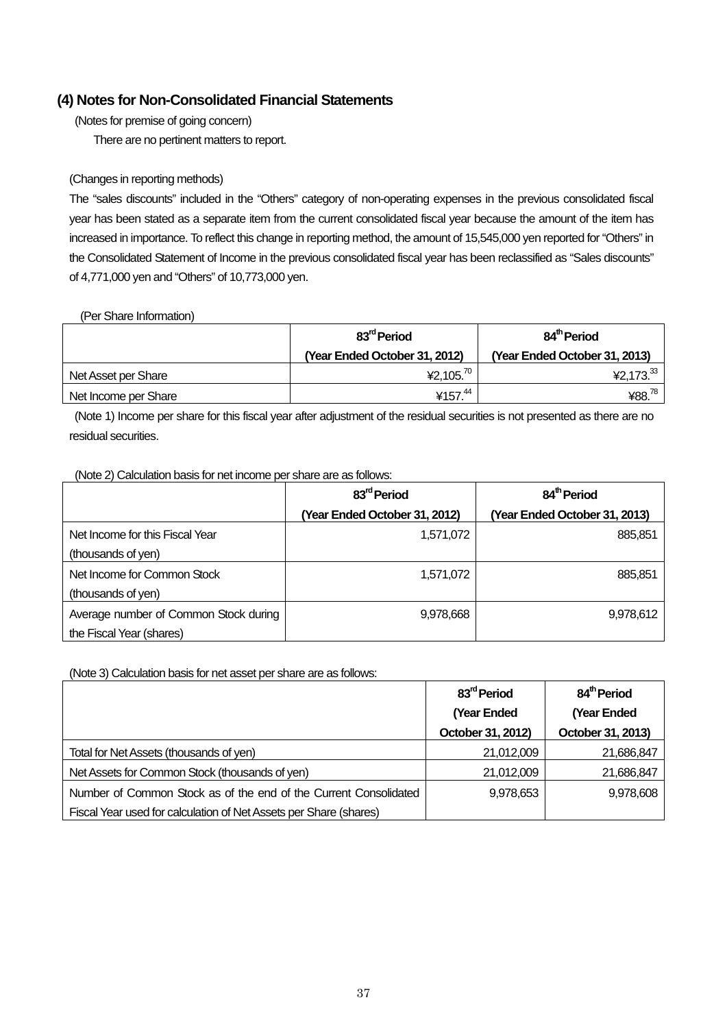## (4) Notes for Non-Consolidated Financial Statements

(Notes for premise of going concern)

There are no pertinent matters to report.

(Changes in reporting methods)

The “sales discounts” included in the “Others” category of non-operating expenses in the previous consolidated fiscal year has been stated as a separate item from the current consolidated fiscal year because the amount of the item has increased in importance. To reflect this change in reporting method, the amount of 15,545,000 yen reported for “Others” in the Consolidated Statement of Income in the previous consolidated fiscal year has been reclassified as “Sales discounts” of 4,771,000 yen and “Others” of 10,773,000 yen.

(Per Share Information)

| | 83rd Period (Year Ended October 31, 2012) | 84th Period (Year Ended October 31, 2013) |
|---|---|---|
| Net Asset per Share | ¥2,105.70 | ¥2,173.33 |
| Net Income per Share | ¥157.44 | ¥88.78 |

(Note 1) Income per share for this fiscal year after adjustment of the residual securities is not presented as there are no residual securities.

(Note 2) Calculation basis for net income per share are as follows:

| | 83rd Period (Year Ended October 31, 2012) | 84th Period (Year Ended October 31, 2013) |
|---|---|---|
| Net Income for this Fiscal Year (thousands of yen) | 1,571,072 | 885,851 |
| Net Income for Common Stock (thousands of yen) | 1,571,072 | 885,851 |
| Average number of Common Stock during the Fiscal Year (shares) | 9,978,668 | 9,978,612 |

(Note 3) Calculation basis for net asset per share are as follows:

| | 83rd Period (Year Ended October 31, 2012) | 84th Period (Year Ended October 31, 2013) |
|---|---|---|
| Total for Net Assets (thousands of yen) | 21,012,009 | 21,686,847 |
| Net Assets for Common Stock (thousands of yen) | 21,012,009 | 21,686,847 |
| Number of Common Stock as of the end of the Current Consolidated Fiscal Year used for calculation of Net Assets per Share (shares) | 9,978,653 | 9,978,608 |